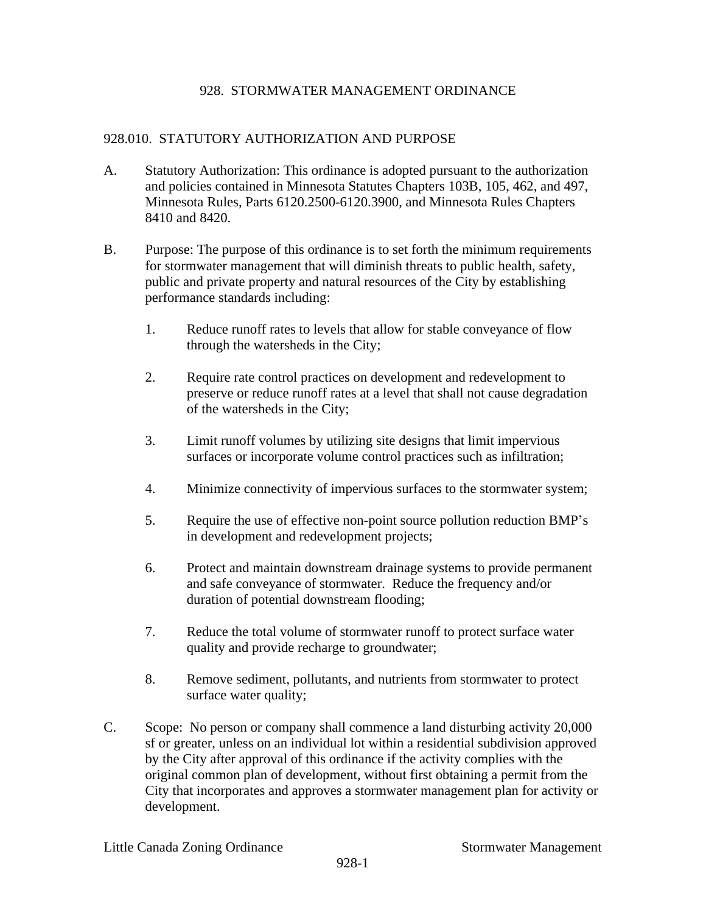# 928. STORMWATER MANAGEMENT ORDINANCE

## 928.010. STATUTORY AUTHORIZATION AND PURPOSE

A. Statutory Authorization: This ordinance is adopted pursuant to the authorization and policies contained in Minnesota Statutes Chapters 103B, 105, 462, and 497, Minnesota Rules, Parts 6120.2500-6120.3900, and Minnesota Rules Chapters 8410 and 8420.

B. Purpose: The purpose of this ordinance is to set forth the minimum requirements for stormwater management that will diminish threats to public health, safety, public and private property and natural resources of the City by establishing performance standards including:

1. Reduce runoff rates to levels that allow for stable conveyance of flow through the watersheds in the City;

2. Require rate control practices on development and redevelopment to preserve or reduce runoff rates at a level that shall not cause degradation of the watersheds in the City;

3. Limit runoff volumes by utilizing site designs that limit impervious surfaces or incorporate volume control practices such as infiltration;

4. Minimize connectivity of impervious surfaces to the stormwater system;

5. Require the use of effective non-point source pollution reduction BMP's in development and redevelopment projects;

6. Protect and maintain downstream drainage systems to provide permanent and safe conveyance of stormwater. Reduce the frequency and/or duration of potential downstream flooding;

7. Reduce the total volume of stormwater runoff to protect surface water quality and provide recharge to groundwater;

8. Remove sediment, pollutants, and nutrients from stormwater to protect surface water quality;

C. Scope: No person or company shall commence a land disturbing activity 20,000 sf or greater, unless on an individual lot within a residential subdivision approved by the City after approval of this ordinance if the activity complies with the original common plan of development, without first obtaining a permit from the City that incorporates and approves a stormwater management plan for activity or development.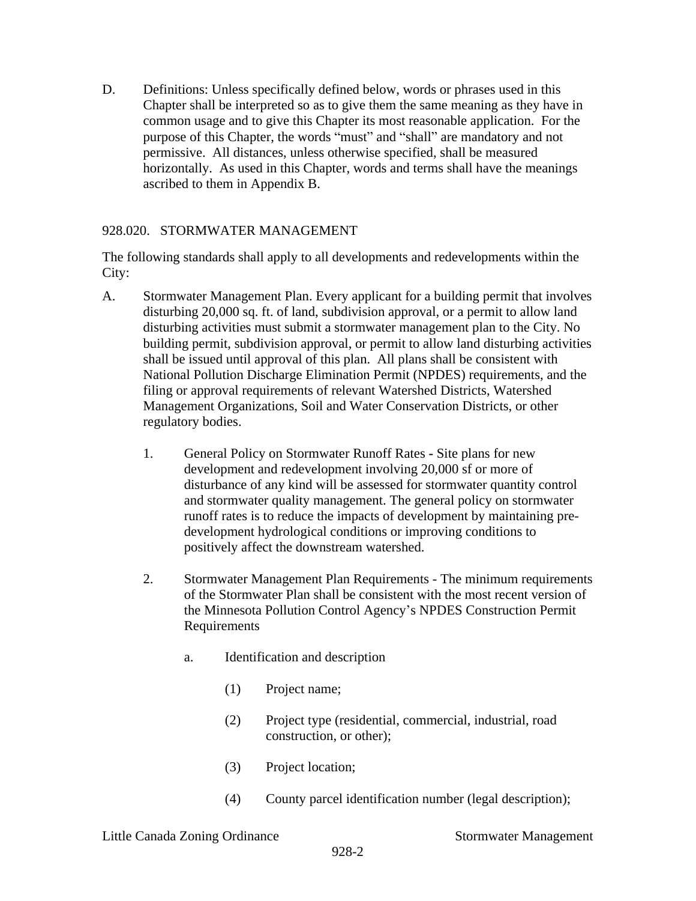D. Definitions: Unless specifically defined below, words or phrases used in this Chapter shall be interpreted so as to give them the same meaning as they have in common usage and to give this Chapter its most reasonable application. For the purpose of this Chapter, the words "must" and "shall" are mandatory and not permissive. All distances, unless otherwise specified, shall be measured horizontally. As used in this Chapter, words and terms shall have the meanings ascribed to them in Appendix B.

## 928.020. STORMWATER MANAGEMENT

The following standards shall apply to all developments and redevelopments within the City:

A. Stormwater Management Plan. Every applicant for a building permit that involves disturbing 20,000 sq. ft. of land, subdivision approval, or a permit to allow land disturbing activities must submit a stormwater management plan to the City. No building permit, subdivision approval, or permit to allow land disturbing activities shall be issued until approval of this plan. All plans shall be consistent with National Pollution Discharge Elimination Permit (NPDES) requirements, and the filing or approval requirements of relevant Watershed Districts, Watershed Management Organizations, Soil and Water Conservation Districts, or other regulatory bodies.

   1. General Policy on Stormwater Runoff Rates - Site plans for new development and redevelopment involving 20,000 sf or more of disturbance of any kind will be assessed for stormwater quantity control and stormwater quality management. The general policy on stormwater runoff rates is to reduce the impacts of development by maintaining pre-development hydrological conditions or improving conditions to positively affect the downstream watershed.

   2. Stormwater Management Plan Requirements - The minimum requirements of the Stormwater Plan shall be consistent with the most recent version of the Minnesota Pollution Control Agency's NPDES Construction Permit Requirements

      a. Identification and description

         (1) Project name;

         (2) Project type (residential, commercial, industrial, road construction, or other);

         (3) Project location;

         (4) County parcel identification number (legal description);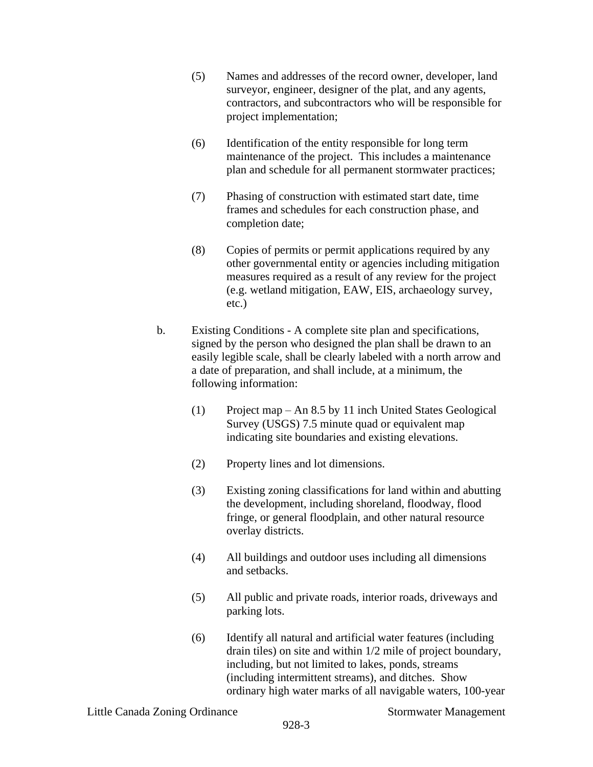(5) Names and addresses of the record owner, developer, land surveyor, engineer, designer of the plat, and any agents, contractors, and subcontractors who will be responsible for project implementation;

(6) Identification of the entity responsible for long term maintenance of the project. This includes a maintenance plan and schedule for all permanent stormwater practices;

(7) Phasing of construction with estimated start date, time frames and schedules for each construction phase, and completion date;

(8) Copies of permits or permit applications required by any other governmental entity or agencies including mitigation measures required as a result of any review for the project (e.g. wetland mitigation, EAW, EIS, archaeology survey, etc.)

b. Existing Conditions - A complete site plan and specifications, signed by the person who designed the plan shall be drawn to an easily legible scale, shall be clearly labeled with a north arrow and a date of preparation, and shall include, at a minimum, the following information:

(1) Project map – An 8.5 by 11 inch United States Geological Survey (USGS) 7.5 minute quad or equivalent map indicating site boundaries and existing elevations.

(2) Property lines and lot dimensions.

(3) Existing zoning classifications for land within and abutting the development, including shoreland, floodway, flood fringe, or general floodplain, and other natural resource overlay districts.

(4) All buildings and outdoor uses including all dimensions and setbacks.

(5) All public and private roads, interior roads, driveways and parking lots.

(6) Identify all natural and artificial water features (including drain tiles) on site and within 1/2 mile of project boundary, including, but not limited to lakes, ponds, streams (including intermittent streams), and ditches. Show ordinary high water marks of all navigable waters, 100-year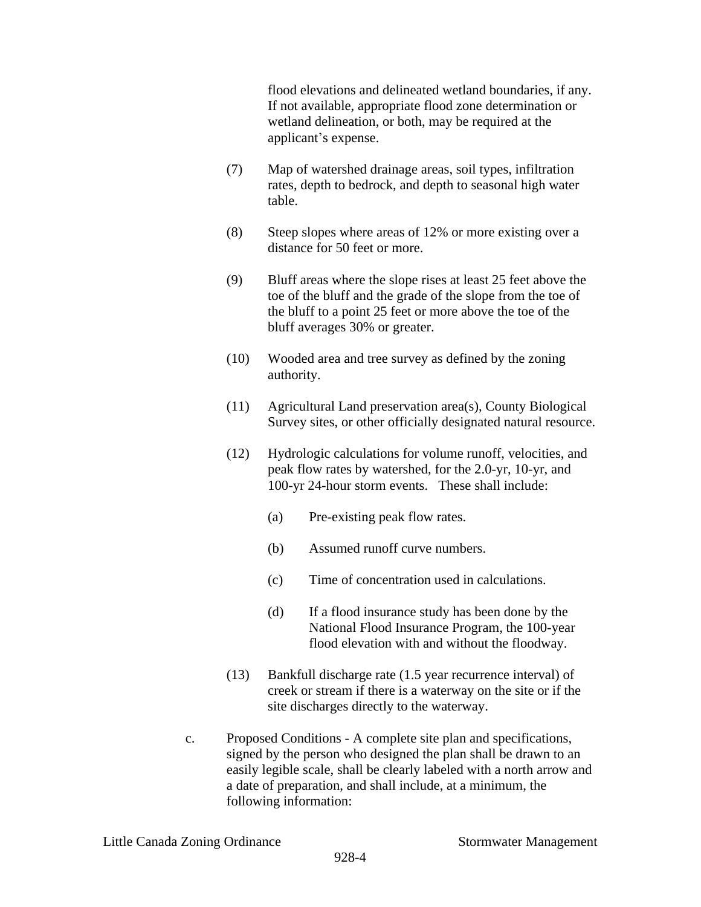flood elevations and delineated wetland boundaries, if any. If not available, appropriate flood zone determination or wetland delineation, or both, may be required at the applicant's expense.

(7) Map of watershed drainage areas, soil types, infiltration rates, depth to bedrock, and depth to seasonal high water table.

(8) Steep slopes where areas of 12% or more existing over a distance for 50 feet or more.

(9) Bluff areas where the slope rises at least 25 feet above the toe of the bluff and the grade of the slope from the toe of the bluff to a point 25 feet or more above the toe of the bluff averages 30% or greater.

(10) Wooded area and tree survey as defined by the zoning authority.

(11) Agricultural Land preservation area(s), County Biological Survey sites, or other officially designated natural resource.

(12) Hydrologic calculations for volume runoff, velocities, and peak flow rates by watershed, for the 2.0-yr, 10-yr, and 100-yr 24-hour storm events. These shall include:

(a) Pre-existing peak flow rates.

(b) Assumed runoff curve numbers.

(c) Time of concentration used in calculations.

(d) If a flood insurance study has been done by the National Flood Insurance Program, the 100-year flood elevation with and without the floodway.

(13) Bankfull discharge rate (1.5 year recurrence interval) of creek or stream if there is a waterway on the site or if the site discharges directly to the waterway.

c. Proposed Conditions - A complete site plan and specifications, signed by the person who designed the plan shall be drawn to an easily legible scale, shall be clearly labeled with a north arrow and a date of preparation, and shall include, at a minimum, the following information: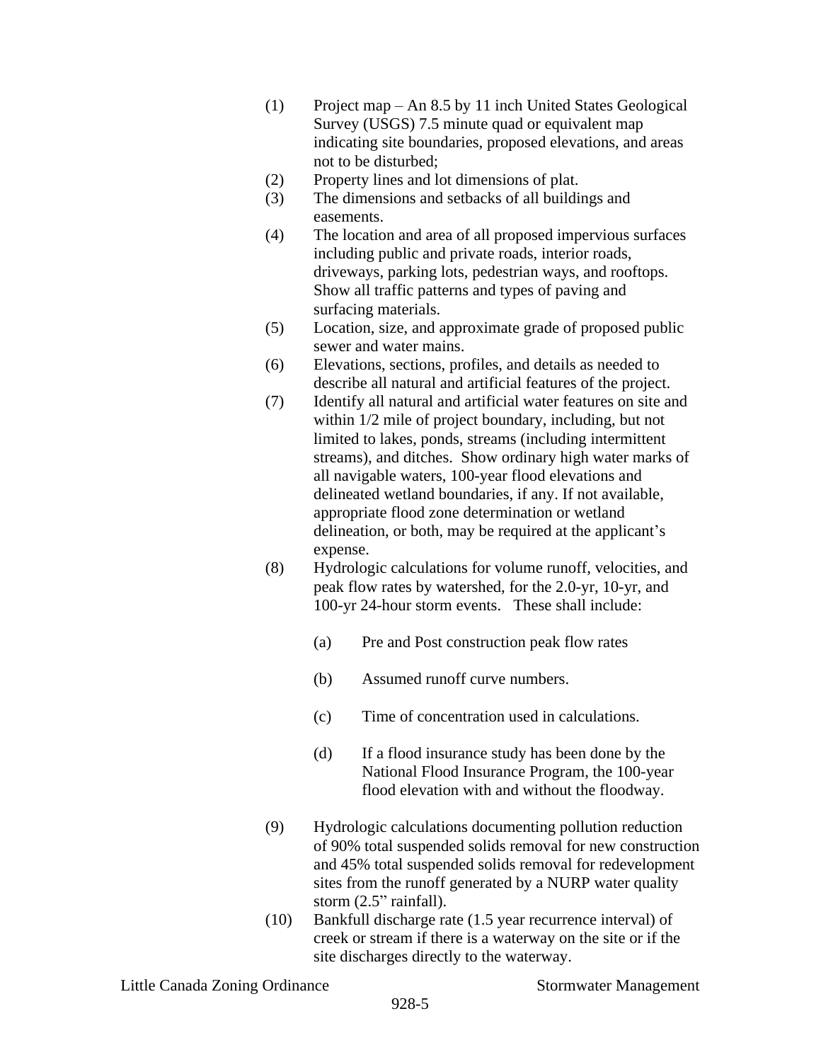(1) Project map – An 8.5 by 11 inch United States Geological Survey (USGS) 7.5 minute quad or equivalent map indicating site boundaries, proposed elevations, and areas not to be disturbed;

(2) Property lines and lot dimensions of plat.

(3) The dimensions and setbacks of all buildings and easements.

(4) The location and area of all proposed impervious surfaces including public and private roads, interior roads, driveways, parking lots, pedestrian ways, and rooftops. Show all traffic patterns and types of paving and surfacing materials.

(5) Location, size, and approximate grade of proposed public sewer and water mains.

(6) Elevations, sections, profiles, and details as needed to describe all natural and artificial features of the project.

(7) Identify all natural and artificial water features on site and within 1/2 mile of project boundary, including, but not limited to lakes, ponds, streams (including intermittent streams), and ditches. Show ordinary high water marks of all navigable waters, 100-year flood elevations and delineated wetland boundaries, if any. If not available, appropriate flood zone determination or wetland delineation, or both, may be required at the applicant's expense.

(8) Hydrologic calculations for volume runoff, velocities, and peak flow rates by watershed, for the 2.0-yr, 10-yr, and 100-yr 24-hour storm events. These shall include:

    (a) Pre and Post construction peak flow rates

    (b) Assumed runoff curve numbers.

    (c) Time of concentration used in calculations.

    (d) If a flood insurance study has been done by the National Flood Insurance Program, the 100-year flood elevation with and without the floodway.

(9) Hydrologic calculations documenting pollution reduction of 90% total suspended solids removal for new construction and 45% total suspended solids removal for redevelopment sites from the runoff generated by a NURP water quality storm (2.5" rainfall).

(10) Bankfull discharge rate (1.5 year recurrence interval) of creek or stream if there is a waterway on the site or if the site discharges directly to the waterway.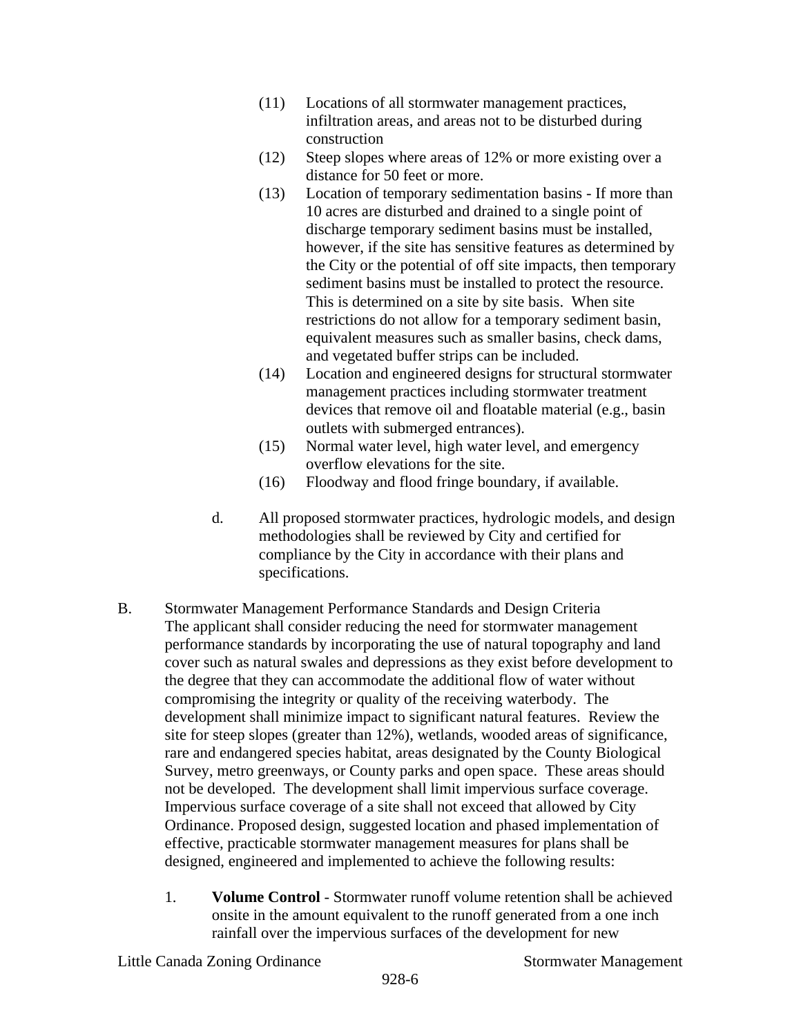(11) Locations of all stormwater management practices, infiltration areas, and areas not to be disturbed during construction

(12) Steep slopes where areas of 12% or more existing over a distance for 50 feet or more.

(13) Location of temporary sedimentation basins - If more than 10 acres are disturbed and drained to a single point of discharge temporary sediment basins must be installed, however, if the site has sensitive features as determined by the City or the potential of off site impacts, then temporary sediment basins must be installed to protect the resource. This is determined on a site by site basis. When site restrictions do not allow for a temporary sediment basin, equivalent measures such as smaller basins, check dams, and vegetated buffer strips can be included.

(14) Location and engineered designs for structural stormwater management practices including stormwater treatment devices that remove oil and floatable material (e.g., basin outlets with submerged entrances).

(15) Normal water level, high water level, and emergency overflow elevations for the site.

(16) Floodway and flood fringe boundary, if available.

d. All proposed stormwater practices, hydrologic models, and design methodologies shall be reviewed by City and certified for compliance by the City in accordance with their plans and specifications.

B. Stormwater Management Performance Standards and Design Criteria
The applicant shall consider reducing the need for stormwater management performance standards by incorporating the use of natural topography and land cover such as natural swales and depressions as they exist before development to the degree that they can accommodate the additional flow of water without compromising the integrity or quality of the receiving waterbody. The development shall minimize impact to significant natural features. Review the site for steep slopes (greater than 12%), wetlands, wooded areas of significance, rare and endangered species habitat, areas designated by the County Biological Survey, metro greenways, or County parks and open space. These areas should not be developed. The development shall limit impervious surface coverage. Impervious surface coverage of a site shall not exceed that allowed by City Ordinance. Proposed design, suggested location and phased implementation of effective, practicable stormwater management measures for plans shall be designed, engineered and implemented to achieve the following results:

1. **Volume Control** - Stormwater runoff volume retention shall be achieved onsite in the amount equivalent to the runoff generated from a one inch rainfall over the impervious surfaces of the development for new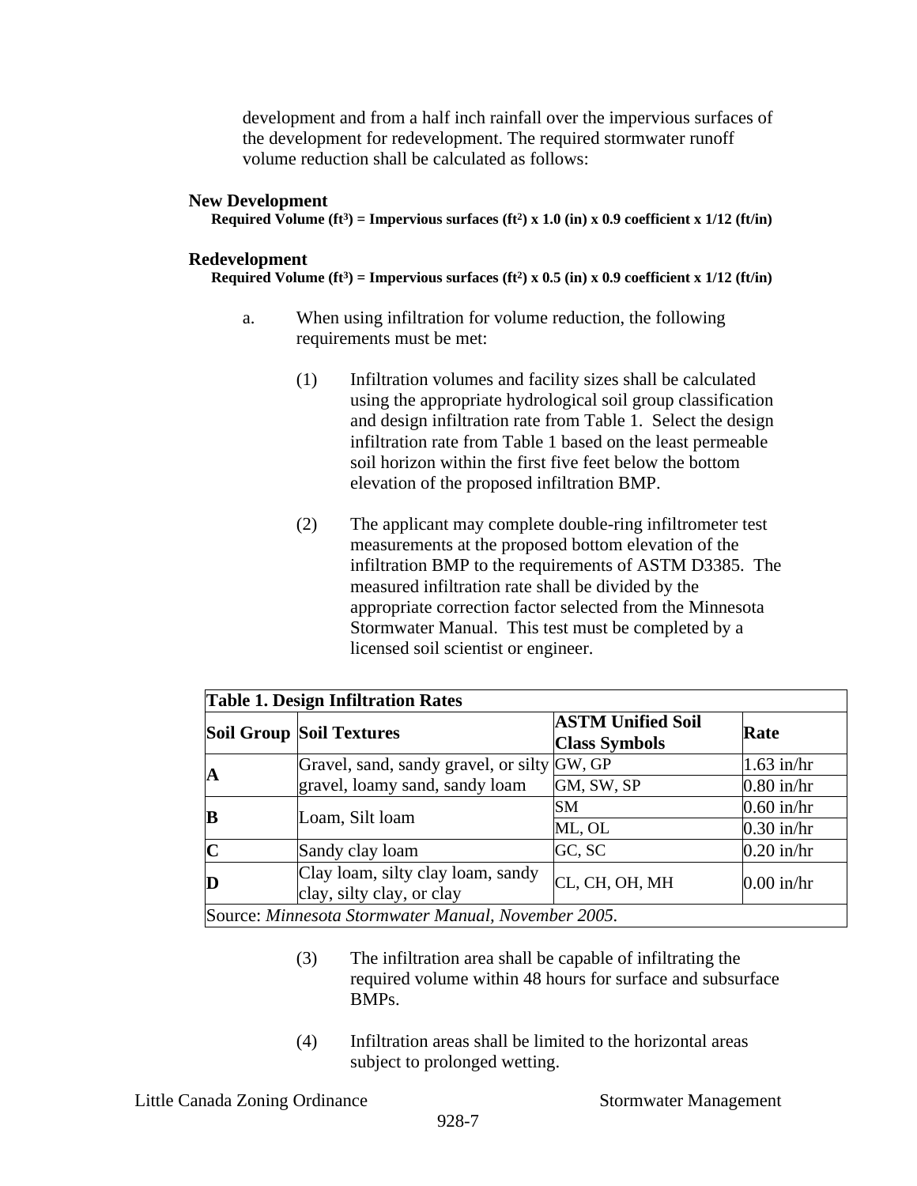development and from a half inch rainfall over the impervious surfaces of the development for redevelopment. The required stormwater runoff volume reduction shall be calculated as follows:

**New Development**

**Required Volume ($ft^3$) = Impervious surfaces ($ft^2$) x 1.0 (in) x 0.9 coefficient x 1/12 (ft/in)**

**Redevelopment**

**Required Volume ($ft^3$) = Impervious surfaces ($ft^2$) x 0.5 (in) x 0.9 coefficient x 1/12 (ft/in)**

a. When using infiltration for volume reduction, the following requirements must be met:

(1) Infiltration volumes and facility sizes shall be calculated using the appropriate hydrological soil group classification and design infiltration rate from Table 1. Select the design infiltration rate from Table 1 based on the least permeable soil horizon within the first five feet below the bottom elevation of the proposed infiltration BMP.

(2) The applicant may complete double-ring infiltrometer test measurements at the proposed bottom elevation of the infiltration BMP to the requirements of ASTM D3385. The measured infiltration rate shall be divided by the appropriate correction factor selected from the Minnesota Stormwater Manual. This test must be completed by a licensed soil scientist or engineer.

**Table 1. Design Infiltration Rates**

| Soil Group | Soil Textures | ASTM Unified Soil Class Symbols | Rate |
|---|---|---|---|
| **A** | Gravel, sand, sandy gravel, or silty gravel, loamy sand, sandy loam | GW, GP | 1.63 in/hr |
| | | GM, SW, SP | 0.80 in/hr |
| **B** | Loam, Silt loam | SM | 0.60 in/hr |
| | | ML, OL | 0.30 in/hr |
| **C** | Sandy clay loam | GC, SC | 0.20 in/hr |
| **D** | Clay loam, silty clay loam, sandy clay, silty clay, or clay | CL, CH, OH, MH | 0.00 in/hr |

Source: *Minnesota Stormwater Manual, November 2005.*

(3) The infiltration area shall be capable of infiltrating the required volume within 48 hours for surface and subsurface BMPs.

(4) Infiltration areas shall be limited to the horizontal areas subject to prolonged wetting.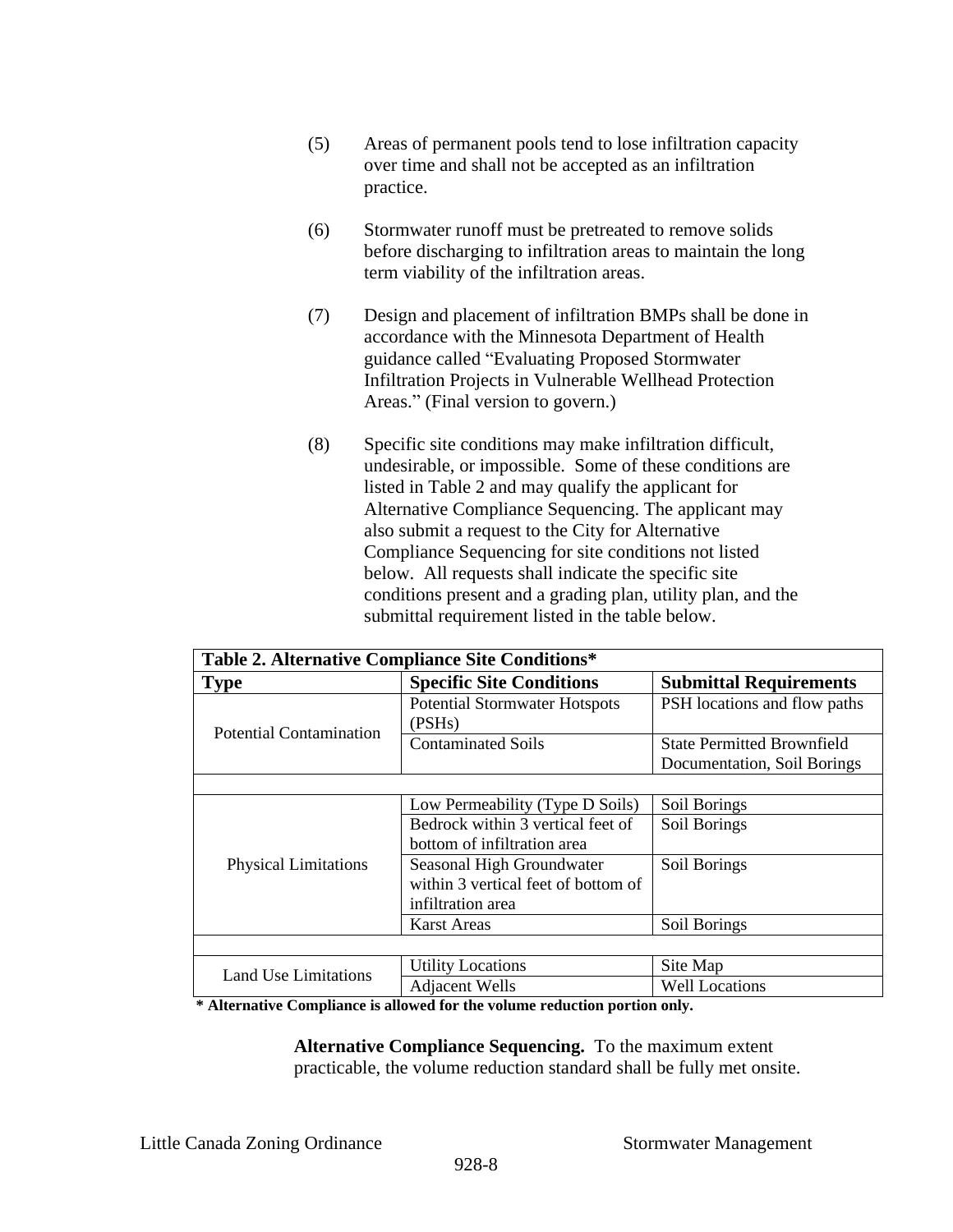(5) Areas of permanent pools tend to lose infiltration capacity over time and shall not be accepted as an infiltration practice.

(6) Stormwater runoff must be pretreated to remove solids before discharging to infiltration areas to maintain the long term viability of the infiltration areas.

(7) Design and placement of infiltration BMPs shall be done in accordance with the Minnesota Department of Health guidance called "Evaluating Proposed Stormwater Infiltration Projects in Vulnerable Wellhead Protection Areas." (Final version to govern.)

(8) Specific site conditions may make infiltration difficult, undesirable, or impossible. Some of these conditions are listed in Table 2 and may qualify the applicant for Alternative Compliance Sequencing. The applicant may also submit a request to the City for Alternative Compliance Sequencing for site conditions not listed below. All requests shall indicate the specific site conditions present and a grading plan, utility plan, and the submittal requirement listed in the table below.

**Table 2. Alternative Compliance Site Conditions***

| Type | Specific Site Conditions | Submittal Requirements |
|---|---|---|
| Potential Contamination | Potential Stormwater Hotspots (PSHs) | PSH locations and flow paths |
| | Contaminated Soils | State Permitted Brownfield Documentation, Soil Borings |
| | | |
| Physical Limitations | Low Permeability (Type D Soils) | Soil Borings |
| | Bedrock within 3 vertical feet of bottom of infiltration area | Soil Borings |
| | Seasonal High Groundwater within 3 vertical feet of bottom of infiltration area | Soil Borings |
| | Karst Areas | Soil Borings |
| | | |
| Land Use Limitations | Utility Locations | Site Map |
| | Adjacent Wells | Well Locations |

**\* Alternative Compliance is allowed for the volume reduction portion only.**

**Alternative Compliance Sequencing.** To the maximum extent practicable, the volume reduction standard shall be fully met onsite.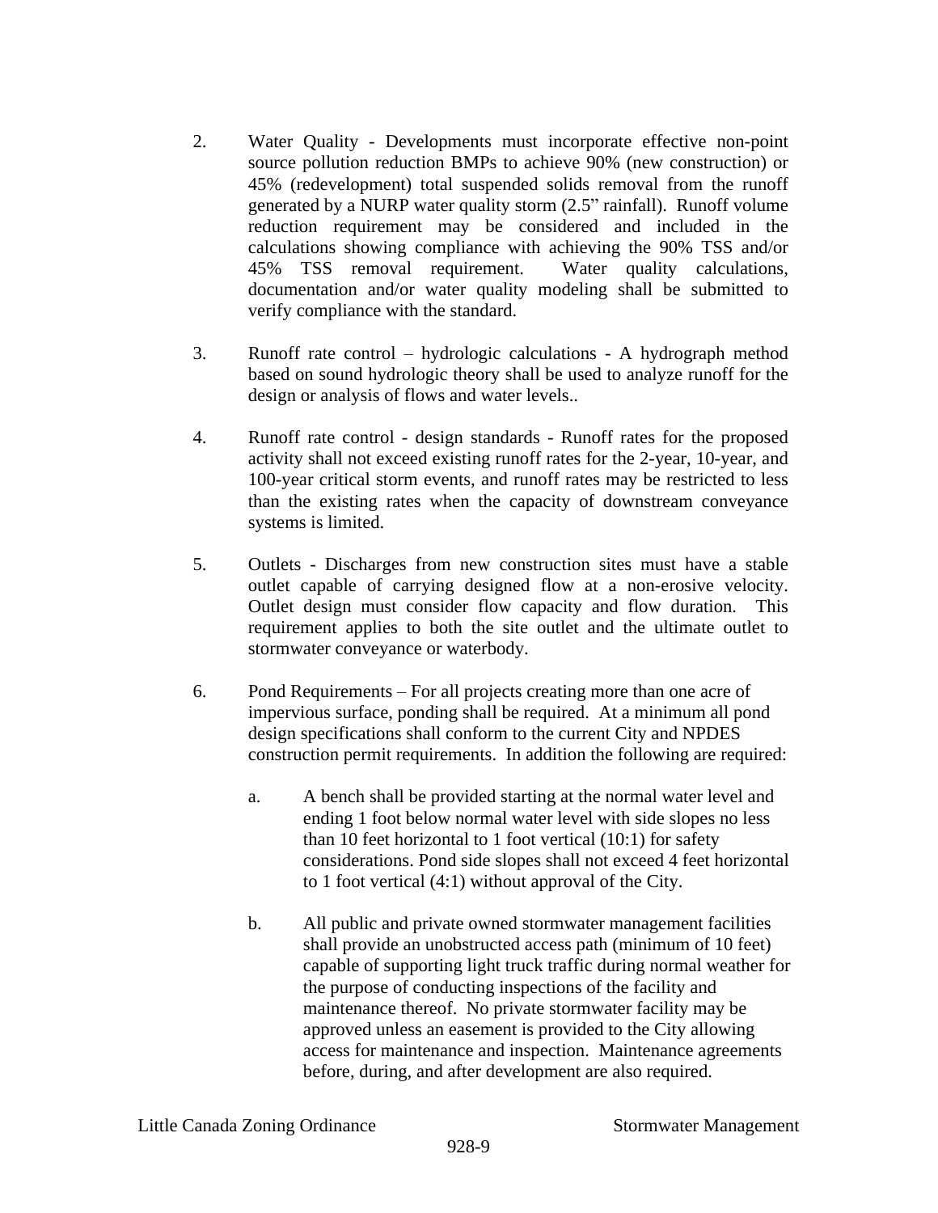2. Water Quality - Developments must incorporate effective non-point source pollution reduction BMPs to achieve 90% (new construction) or 45% (redevelopment) total suspended solids removal from the runoff generated by a NURP water quality storm (2.5" rainfall). Runoff volume reduction requirement may be considered and included in the calculations showing compliance with achieving the 90% TSS and/or 45% TSS removal requirement. Water quality calculations, documentation and/or water quality modeling shall be submitted to verify compliance with the standard.

3. Runoff rate control – hydrologic calculations - A hydrograph method based on sound hydrologic theory shall be used to analyze runoff for the design or analysis of flows and water levels..

4. Runoff rate control - design standards - Runoff rates for the proposed activity shall not exceed existing runoff rates for the 2-year, 10-year, and 100-year critical storm events, and runoff rates may be restricted to less than the existing rates when the capacity of downstream conveyance systems is limited.

5. Outlets - Discharges from new construction sites must have a stable outlet capable of carrying designed flow at a non-erosive velocity. Outlet design must consider flow capacity and flow duration. This requirement applies to both the site outlet and the ultimate outlet to stormwater conveyance or waterbody.

6. Pond Requirements – For all projects creating more than one acre of impervious surface, ponding shall be required. At a minimum all pond design specifications shall conform to the current City and NPDES construction permit requirements. In addition the following are required:

   a. A bench shall be provided starting at the normal water level and ending 1 foot below normal water level with side slopes no less than 10 feet horizontal to 1 foot vertical (10:1) for safety considerations. Pond side slopes shall not exceed 4 feet horizontal to 1 foot vertical (4:1) without approval of the City.

   b. All public and private owned stormwater management facilities shall provide an unobstructed access path (minimum of 10 feet) capable of supporting light truck traffic during normal weather for the purpose of conducting inspections of the facility and maintenance thereof. No private stormwater facility may be approved unless an easement is provided to the City allowing access for maintenance and inspection. Maintenance agreements before, during, and after development are also required.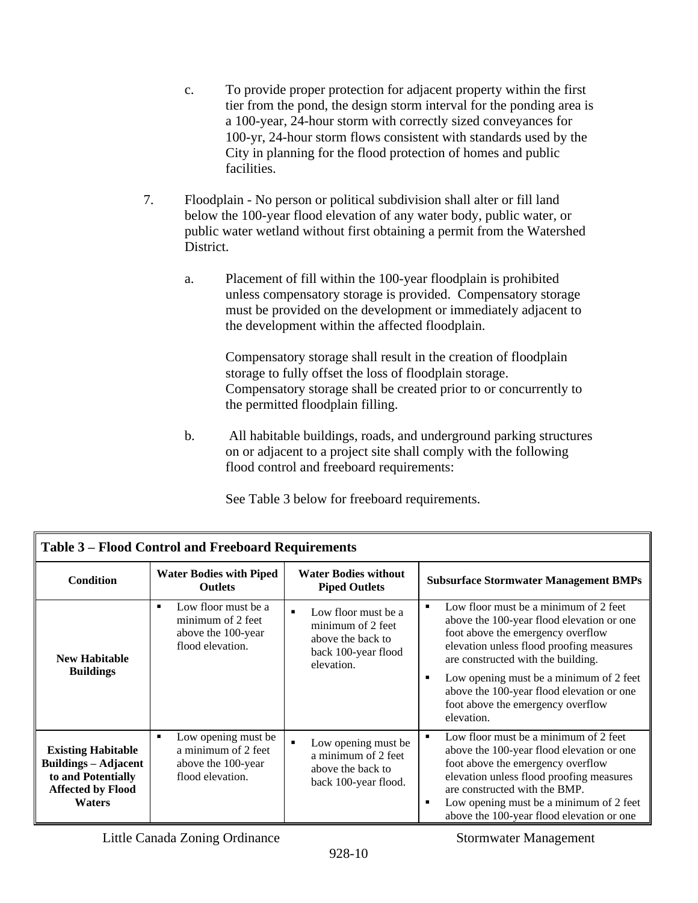c. To provide proper protection for adjacent property within the first tier from the pond, the design storm interval for the ponding area is a 100-year, 24-hour storm with correctly sized conveyances for 100-yr, 24-hour storm flows consistent with standards used by the City in planning for the flood protection of homes and public facilities.

7. Floodplain - No person or political subdivision shall alter or fill land below the 100-year flood elevation of any water body, public water, or public water wetland without first obtaining a permit from the Watershed District.

   a. Placement of fill within the 100-year floodplain is prohibited unless compensatory storage is provided. Compensatory storage must be provided on the development or immediately adjacent to the development within the affected floodplain.

      Compensatory storage shall result in the creation of floodplain storage to fully offset the loss of floodplain storage. Compensatory storage shall be created prior to or concurrently to the permitted floodplain filling.

   b. All habitable buildings, roads, and underground parking structures on or adjacent to a project site shall comply with the following flood control and freeboard requirements:

      See Table 3 below for freeboard requirements.

**Table 3 – Flood Control and Freeboard Requirements**

| Condition | Water Bodies with Piped Outlets | Water Bodies without Piped Outlets | Subsurface Stormwater Management BMPs |
|---|---|---|---|
| **New Habitable Buildings** | ▪ Low floor must be a minimum of 2 feet above the 100-year flood elevation. | ▪ Low floor must be a minimum of 2 feet above the back to back 100-year flood elevation. | ▪ Low floor must be a minimum of 2 feet above the 100-year flood elevation or one foot above the emergency overflow elevation unless flood proofing measures are constructed with the building.<br>▪ Low opening must be a minimum of 2 feet above the 100-year flood elevation or one foot above the emergency overflow elevation. |
| **Existing Habitable Buildings – Adjacent to and Potentially Affected by Flood Waters** | ▪ Low opening must be a minimum of 2 feet above the 100-year flood elevation. | ▪ Low opening must be a minimum of 2 feet above the back to back 100-year flood. | ▪ Low floor must be a minimum of 2 feet above the 100-year flood elevation or one foot above the emergency overflow elevation unless flood proofing measures are constructed with the BMP.<br>▪ Low opening must be a minimum of 2 feet above the 100-year flood elevation or one |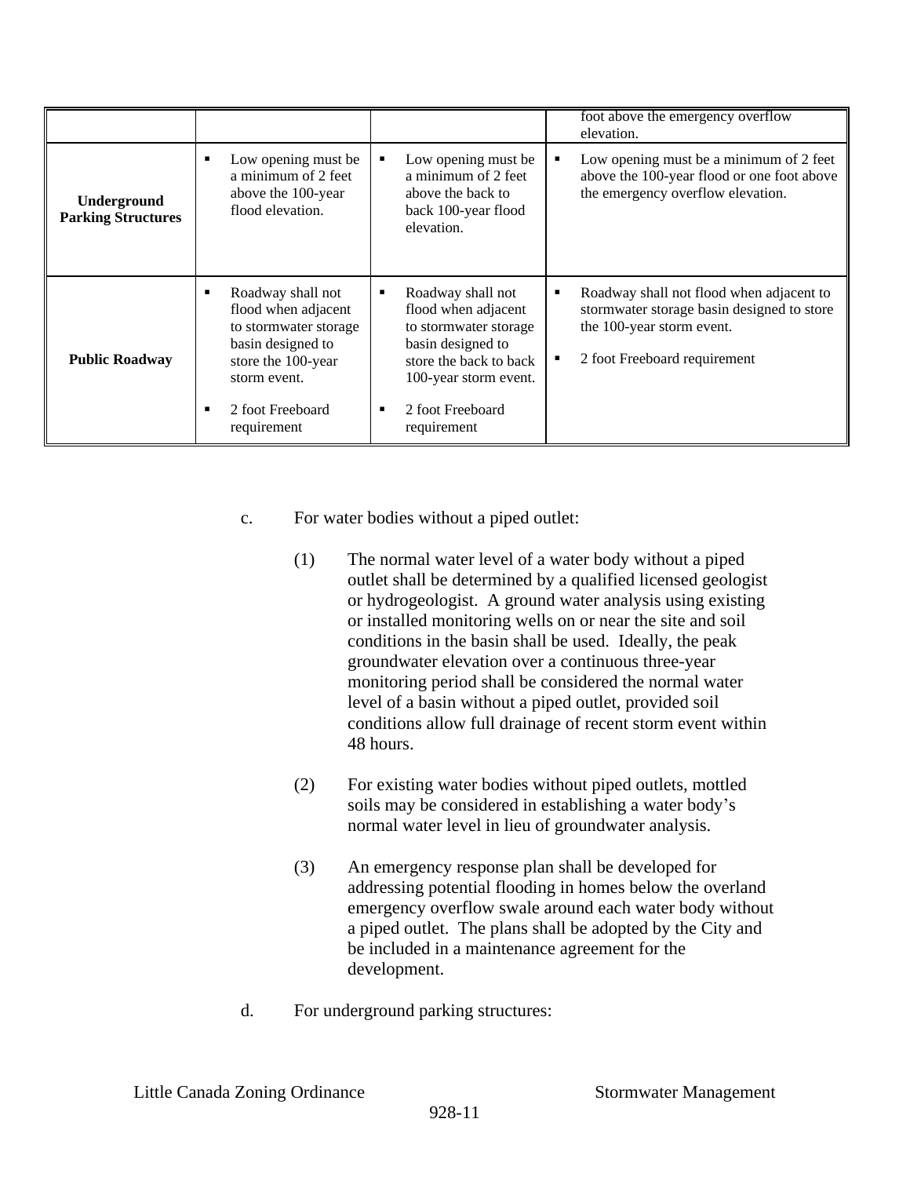|  |  |  | foot above the emergency overflow elevation. |
|---|---|---|---|
| **Underground Parking Structures** | ▪ Low opening must be a minimum of 2 feet above the 100-year flood elevation. | ▪ Low opening must be a minimum of 2 feet above the back to back 100-year flood elevation. | ▪ Low opening must be a minimum of 2 feet above the 100-year flood or one foot above the emergency overflow elevation. |
| **Public Roadway** | ▪ Roadway shall not flood when adjacent to stormwater storage basin designed to store the 100-year storm event.<br>▪ 2 foot Freeboard requirement | ▪ Roadway shall not flood when adjacent to stormwater storage basin designed to store the back to back 100-year storm event.<br>▪ 2 foot Freeboard requirement | ▪ Roadway shall not flood when adjacent to stormwater storage basin designed to store the 100-year storm event.<br>▪ 2 foot Freeboard requirement |

c. For water bodies without a piped outlet:

(1) The normal water level of a water body without a piped outlet shall be determined by a qualified licensed geologist or hydrogeologist. A ground water analysis using existing or installed monitoring wells on or near the site and soil conditions in the basin shall be used. Ideally, the peak groundwater elevation over a continuous three-year monitoring period shall be considered the normal water level of a basin without a piped outlet, provided soil conditions allow full drainage of recent storm event within 48 hours.

(2) For existing water bodies without piped outlets, mottled soils may be considered in establishing a water body's normal water level in lieu of groundwater analysis.

(3) An emergency response plan shall be developed for addressing potential flooding in homes below the overland emergency overflow swale around each water body without a piped outlet. The plans shall be adopted by the City and be included in a maintenance agreement for the development.

d. For underground parking structures: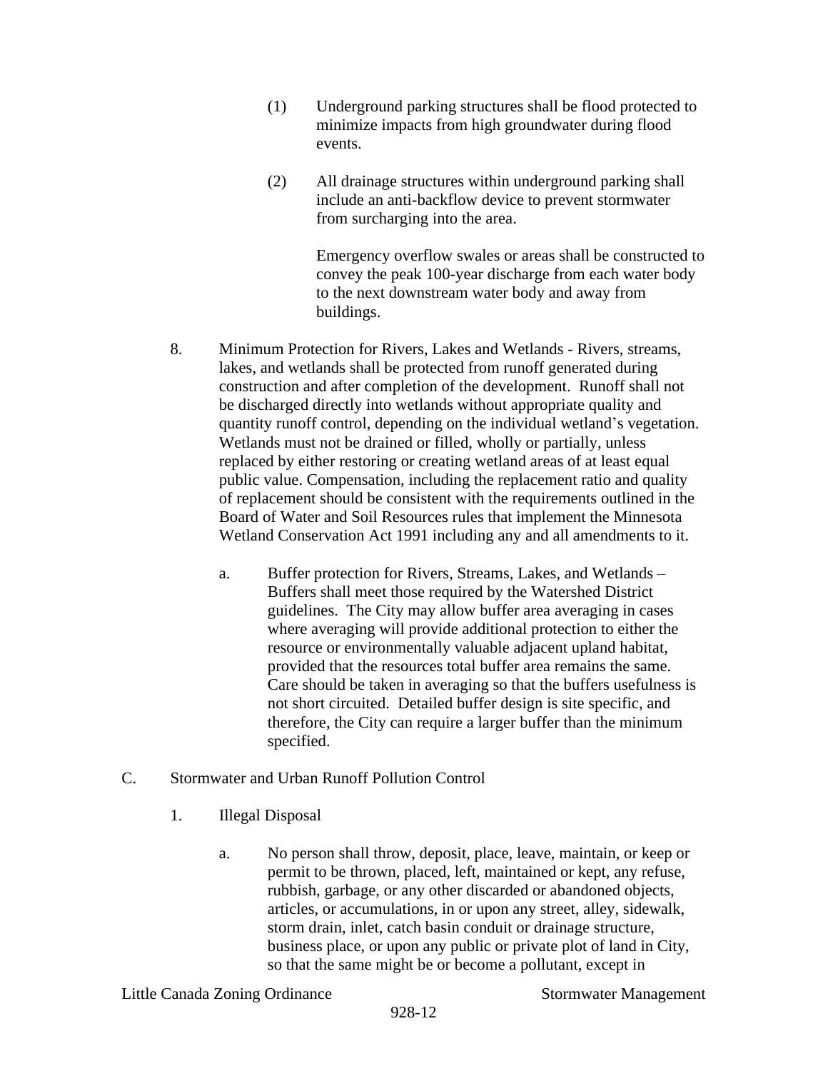(1) Underground parking structures shall be flood protected to minimize impacts from high groundwater during flood events.

(2) All drainage structures within underground parking shall include an anti-backflow device to prevent stormwater from surcharging into the area.

Emergency overflow swales or areas shall be constructed to convey the peak 100-year discharge from each water body to the next downstream water body and away from buildings.

8. Minimum Protection for Rivers, Lakes and Wetlands - Rivers, streams, lakes, and wetlands shall be protected from runoff generated during construction and after completion of the development. Runoff shall not be discharged directly into wetlands without appropriate quality and quantity runoff control, depending on the individual wetland's vegetation. Wetlands must not be drained or filled, wholly or partially, unless replaced by either restoring or creating wetland areas of at least equal public value. Compensation, including the replacement ratio and quality of replacement should be consistent with the requirements outlined in the Board of Water and Soil Resources rules that implement the Minnesota Wetland Conservation Act 1991 including any and all amendments to it.

   a. Buffer protection for Rivers, Streams, Lakes, and Wetlands – Buffers shall meet those required by the Watershed District guidelines. The City may allow buffer area averaging in cases where averaging will provide additional protection to either the resource or environmentally valuable adjacent upland habitat, provided that the resources total buffer area remains the same. Care should be taken in averaging so that the buffers usefulness is not short circuited. Detailed buffer design is site specific, and therefore, the City can require a larger buffer than the minimum specified.

C. Stormwater and Urban Runoff Pollution Control

1. Illegal Disposal

   a. No person shall throw, deposit, place, leave, maintain, or keep or permit to be thrown, placed, left, maintained or kept, any refuse, rubbish, garbage, or any other discarded or abandoned objects, articles, or accumulations, in or upon any street, alley, sidewalk, storm drain, inlet, catch basin conduit or drainage structure, business place, or upon any public or private plot of land in City, so that the same might be or become a pollutant, except in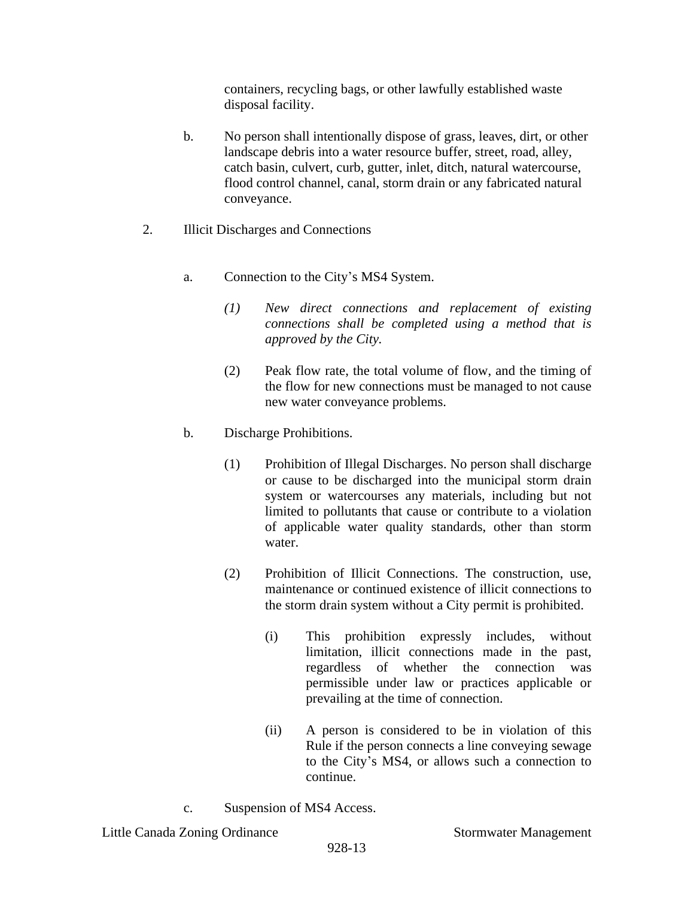containers, recycling bags, or other lawfully established waste disposal facility.

b. No person shall intentionally dispose of grass, leaves, dirt, or other landscape debris into a water resource buffer, street, road, alley, catch basin, culvert, curb, gutter, inlet, ditch, natural watercourse, flood control channel, canal, storm drain or any fabricated natural conveyance.

2. Illicit Discharges and Connections

a. Connection to the City's MS4 System.

*(1) New direct connections and replacement of existing connections shall be completed using a method that is approved by the City.*

(2) Peak flow rate, the total volume of flow, and the timing of the flow for new connections must be managed to not cause new water conveyance problems.

b. Discharge Prohibitions.

(1) Prohibition of Illegal Discharges. No person shall discharge or cause to be discharged into the municipal storm drain system or watercourses any materials, including but not limited to pollutants that cause or contribute to a violation of applicable water quality standards, other than storm water.

(2) Prohibition of Illicit Connections. The construction, use, maintenance or continued existence of illicit connections to the storm drain system without a City permit is prohibited.

(i) This prohibition expressly includes, without limitation, illicit connections made in the past, regardless of whether the connection was permissible under law or practices applicable or prevailing at the time of connection.

(ii) A person is considered to be in violation of this Rule if the person connects a line conveying sewage to the City's MS4, or allows such a connection to continue.

c. Suspension of MS4 Access.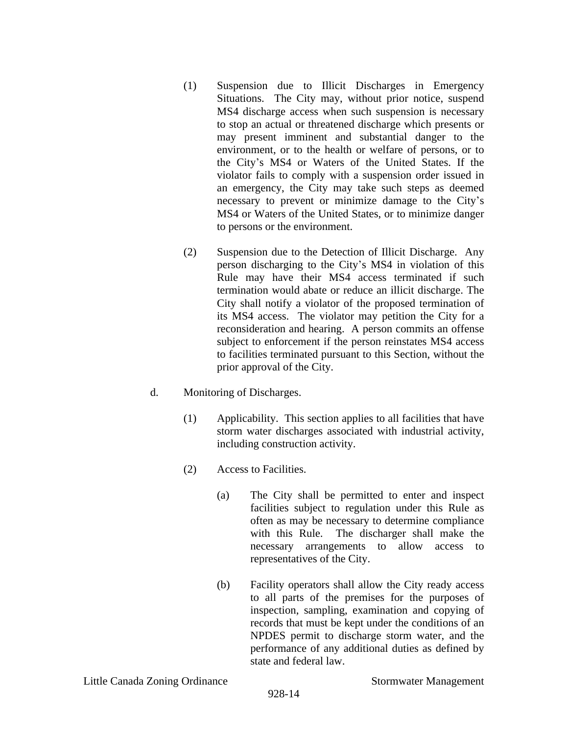(1) Suspension due to Illicit Discharges in Emergency Situations. The City may, without prior notice, suspend MS4 discharge access when such suspension is necessary to stop an actual or threatened discharge which presents or may present imminent and substantial danger to the environment, or to the health or welfare of persons, or to the City's MS4 or Waters of the United States. If the violator fails to comply with a suspension order issued in an emergency, the City may take such steps as deemed necessary to prevent or minimize damage to the City's MS4 or Waters of the United States, or to minimize danger to persons or the environment.

(2) Suspension due to the Detection of Illicit Discharge. Any person discharging to the City's MS4 in violation of this Rule may have their MS4 access terminated if such termination would abate or reduce an illicit discharge. The City shall notify a violator of the proposed termination of its MS4 access. The violator may petition the City for a reconsideration and hearing. A person commits an offense subject to enforcement if the person reinstates MS4 access to facilities terminated pursuant to this Section, without the prior approval of the City.

d. Monitoring of Discharges.

(1) Applicability. This section applies to all facilities that have storm water discharges associated with industrial activity, including construction activity.

(2) Access to Facilities.

(a) The City shall be permitted to enter and inspect facilities subject to regulation under this Rule as often as may be necessary to determine compliance with this Rule. The discharger shall make the necessary arrangements to allow access to representatives of the City.

(b) Facility operators shall allow the City ready access to all parts of the premises for the purposes of inspection, sampling, examination and copying of records that must be kept under the conditions of an NPDES permit to discharge storm water, and the performance of any additional duties as defined by state and federal law.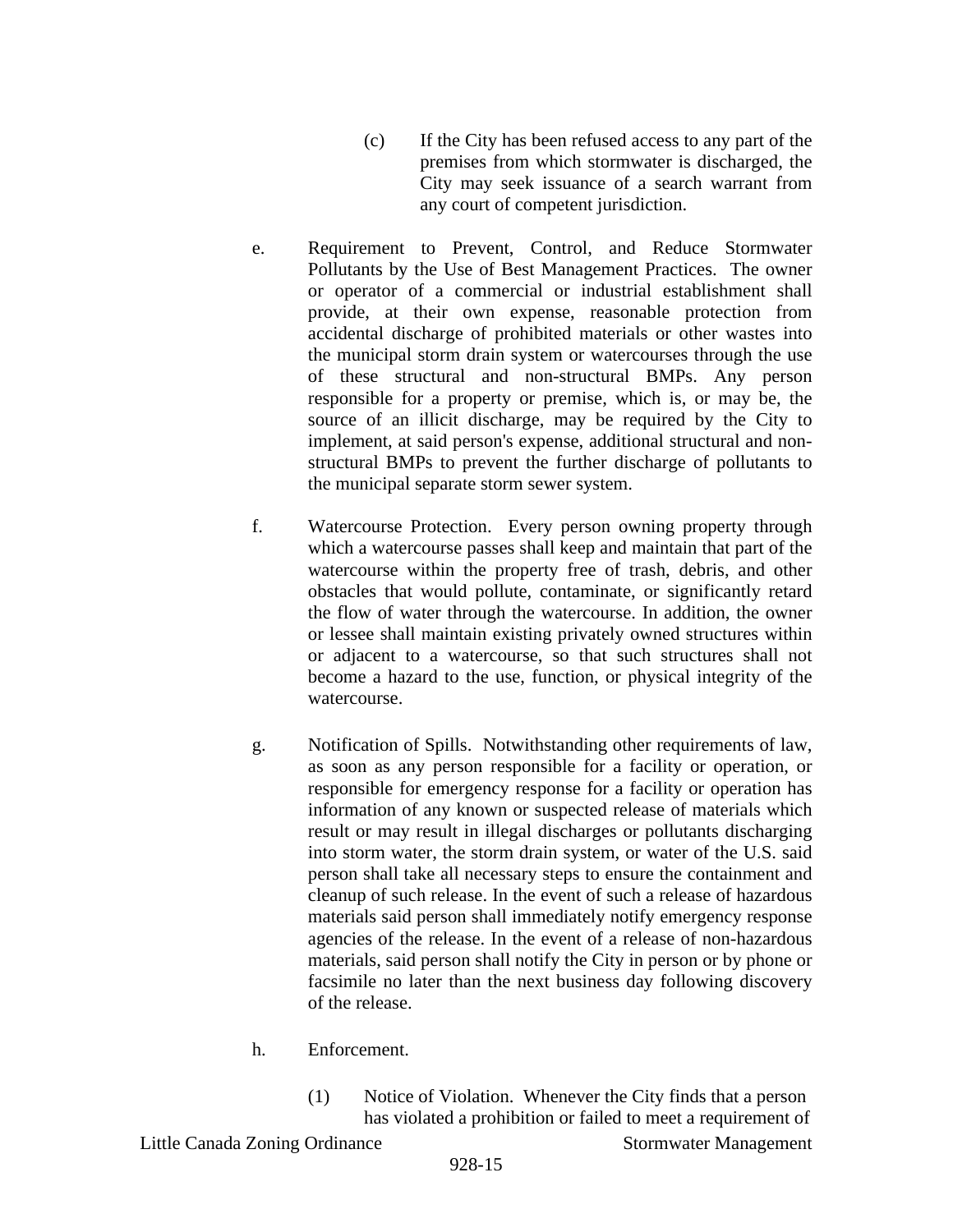(c) If the City has been refused access to any part of the premises from which stormwater is discharged, the City may seek issuance of a search warrant from any court of competent jurisdiction.

e. Requirement to Prevent, Control, and Reduce Stormwater Pollutants by the Use of Best Management Practices. The owner or operator of a commercial or industrial establishment shall provide, at their own expense, reasonable protection from accidental discharge of prohibited materials or other wastes into the municipal storm drain system or watercourses through the use of these structural and non-structural BMPs. Any person responsible for a property or premise, which is, or may be, the source of an illicit discharge, may be required by the City to implement, at said person's expense, additional structural and non-structural BMPs to prevent the further discharge of pollutants to the municipal separate storm sewer system.

f. Watercourse Protection. Every person owning property through which a watercourse passes shall keep and maintain that part of the watercourse within the property free of trash, debris, and other obstacles that would pollute, contaminate, or significantly retard the flow of water through the watercourse. In addition, the owner or lessee shall maintain existing privately owned structures within or adjacent to a watercourse, so that such structures shall not become a hazard to the use, function, or physical integrity of the watercourse.

g. Notification of Spills. Notwithstanding other requirements of law, as soon as any person responsible for a facility or operation, or responsible for emergency response for a facility or operation has information of any known or suspected release of materials which result or may result in illegal discharges or pollutants discharging into storm water, the storm drain system, or water of the U.S. said person shall take all necessary steps to ensure the containment and cleanup of such release. In the event of such a release of hazardous materials said person shall immediately notify emergency response agencies of the release. In the event of a release of non-hazardous materials, said person shall notify the City in person or by phone or facsimile no later than the next business day following discovery of the release.

h. Enforcement.

(1) Notice of Violation. Whenever the City finds that a person has violated a prohibition or failed to meet a requirement of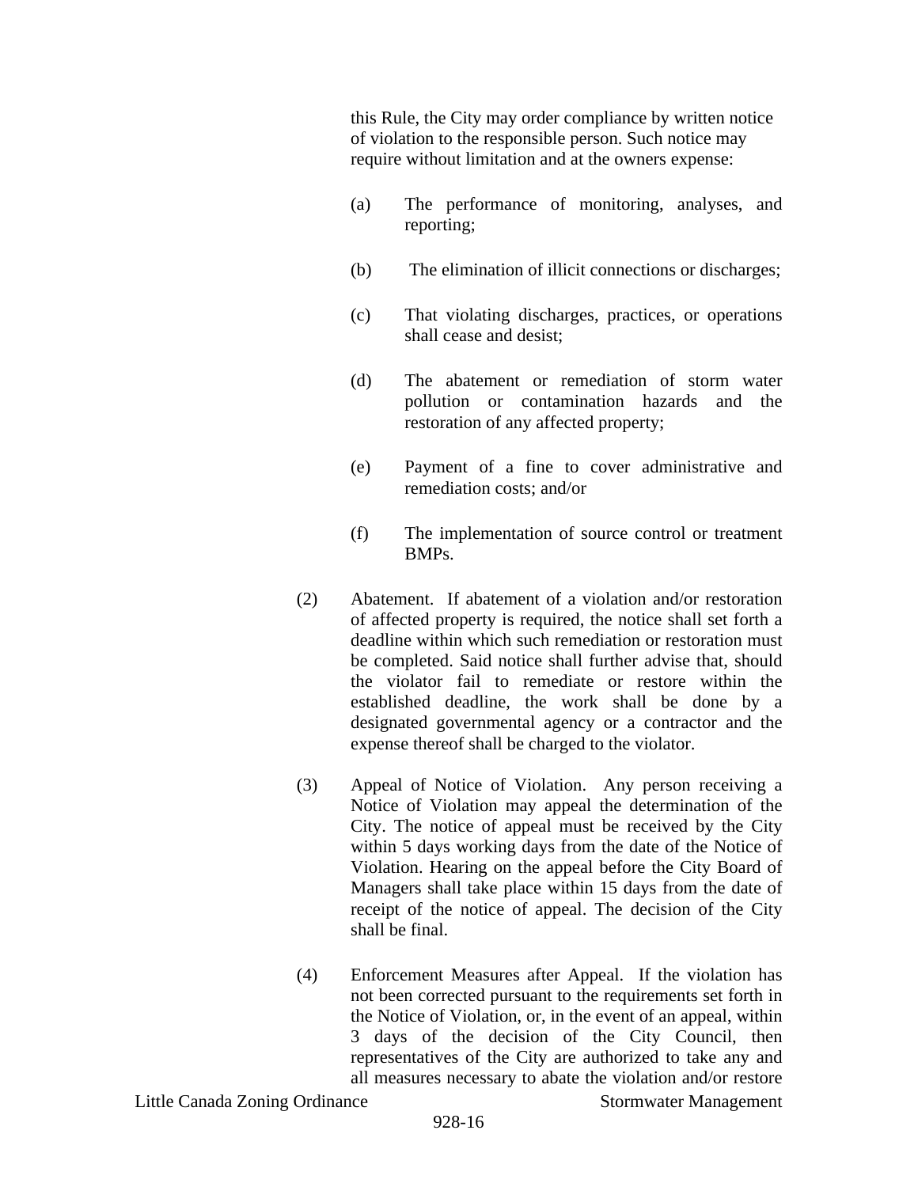this Rule, the City may order compliance by written notice of violation to the responsible person. Such notice may require without limitation and at the owners expense:

(a) The performance of monitoring, analyses, and reporting;

(b) The elimination of illicit connections or discharges;

(c) That violating discharges, practices, or operations shall cease and desist;

(d) The abatement or remediation of storm water pollution or contamination hazards and the restoration of any affected property;

(e) Payment of a fine to cover administrative and remediation costs; and/or

(f) The implementation of source control or treatment BMPs.

(2) Abatement. If abatement of a violation and/or restoration of affected property is required, the notice shall set forth a deadline within which such remediation or restoration must be completed. Said notice shall further advise that, should the violator fail to remediate or restore within the established deadline, the work shall be done by a designated governmental agency or a contractor and the expense thereof shall be charged to the violator.

(3) Appeal of Notice of Violation. Any person receiving a Notice of Violation may appeal the determination of the City. The notice of appeal must be received by the City within 5 days working days from the date of the Notice of Violation. Hearing on the appeal before the City Board of Managers shall take place within 15 days from the date of receipt of the notice of appeal. The decision of the City shall be final.

(4) Enforcement Measures after Appeal. If the violation has not been corrected pursuant to the requirements set forth in the Notice of Violation, or, in the event of an appeal, within 3 days of the decision of the City Council, then representatives of the City are authorized to take any and all measures necessary to abate the violation and/or restore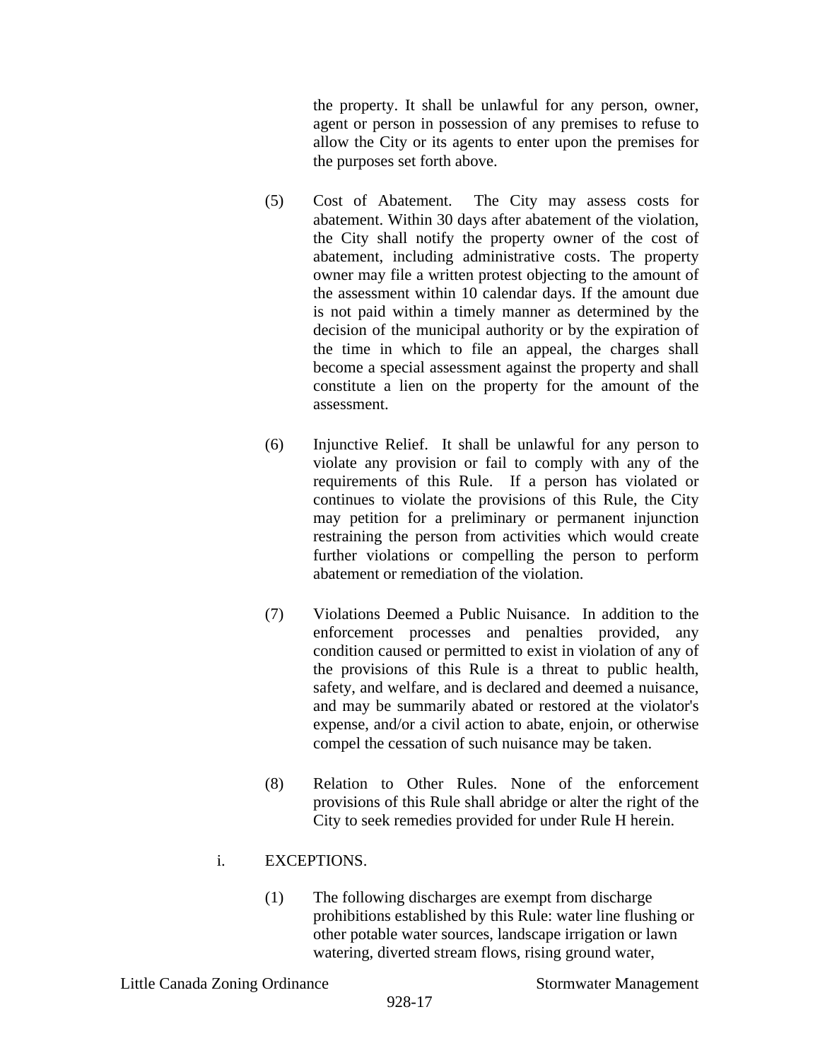the property. It shall be unlawful for any person, owner, agent or person in possession of any premises to refuse to allow the City or its agents to enter upon the premises for the purposes set forth above.

(5) Cost of Abatement. The City may assess costs for abatement. Within 30 days after abatement of the violation, the City shall notify the property owner of the cost of abatement, including administrative costs. The property owner may file a written protest objecting to the amount of the assessment within 10 calendar days. If the amount due is not paid within a timely manner as determined by the decision of the municipal authority or by the expiration of the time in which to file an appeal, the charges shall become a special assessment against the property and shall constitute a lien on the property for the amount of the assessment.

(6) Injunctive Relief. It shall be unlawful for any person to violate any provision or fail to comply with any of the requirements of this Rule. If a person has violated or continues to violate the provisions of this Rule, the City may petition for a preliminary or permanent injunction restraining the person from activities which would create further violations or compelling the person to perform abatement or remediation of the violation.

(7) Violations Deemed a Public Nuisance. In addition to the enforcement processes and penalties provided, any condition caused or permitted to exist in violation of any of the provisions of this Rule is a threat to public health, safety, and welfare, and is declared and deemed a nuisance, and may be summarily abated or restored at the violator's expense, and/or a civil action to abate, enjoin, or otherwise compel the cessation of such nuisance may be taken.

(8) Relation to Other Rules. None of the enforcement provisions of this Rule shall abridge or alter the right of the City to seek remedies provided for under Rule H herein.

i. EXCEPTIONS.

(1) The following discharges are exempt from discharge prohibitions established by this Rule: water line flushing or other potable water sources, landscape irrigation or lawn watering, diverted stream flows, rising ground water,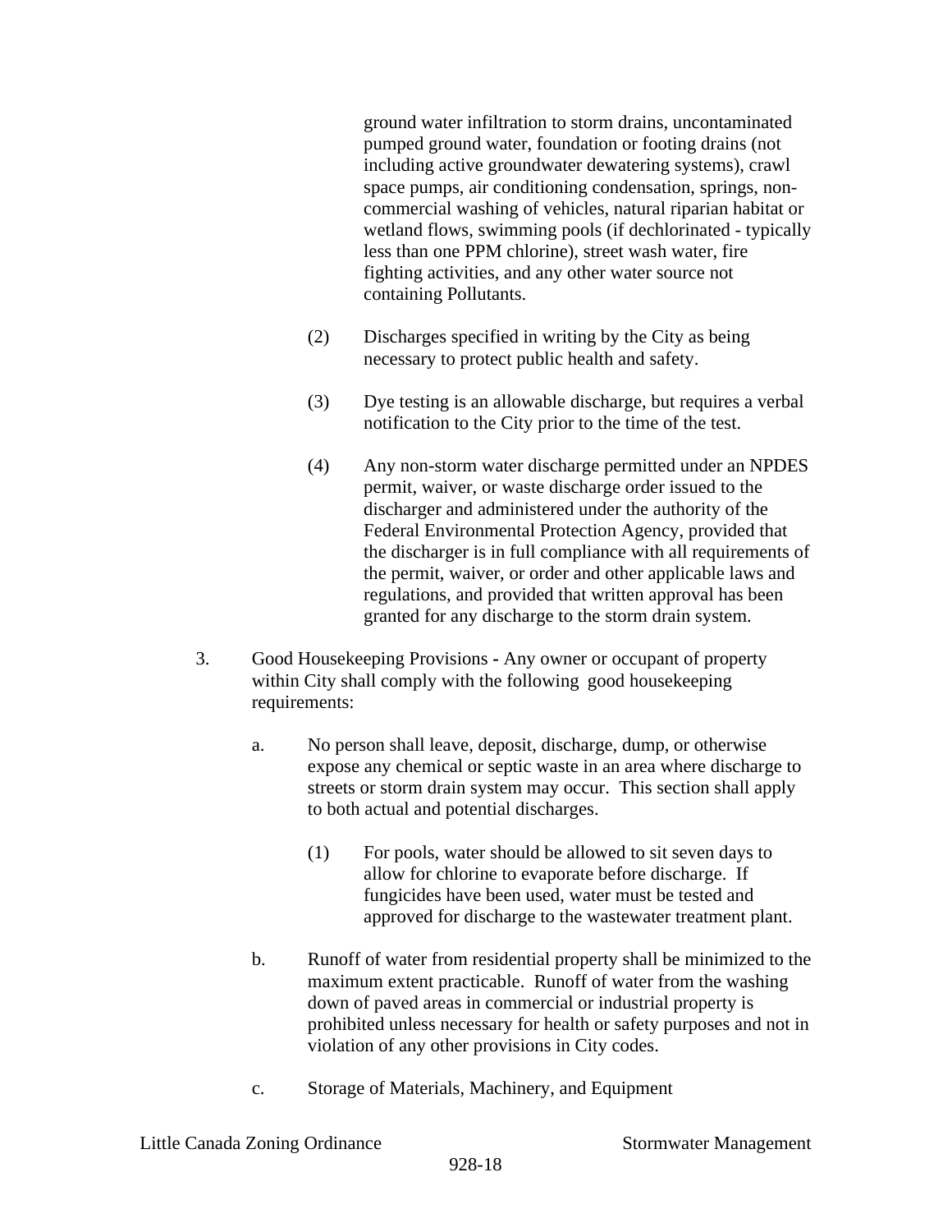ground water infiltration to storm drains, uncontaminated pumped ground water, foundation or footing drains (not including active groundwater dewatering systems), crawl space pumps, air conditioning condensation, springs, non-commercial washing of vehicles, natural riparian habitat or wetland flows, swimming pools (if dechlorinated - typically less than one PPM chlorine), street wash water, fire fighting activities, and any other water source not containing Pollutants.

(2) Discharges specified in writing by the City as being necessary to protect public health and safety.

(3) Dye testing is an allowable discharge, but requires a verbal notification to the City prior to the time of the test.

(4) Any non-storm water discharge permitted under an NPDES permit, waiver, or waste discharge order issued to the discharger and administered under the authority of the Federal Environmental Protection Agency, provided that the discharger is in full compliance with all requirements of the permit, waiver, or order and other applicable laws and regulations, and provided that written approval has been granted for any discharge to the storm drain system.

3. Good Housekeeping Provisions - Any owner or occupant of property within City shall comply with the following good housekeeping requirements:

a. No person shall leave, deposit, discharge, dump, or otherwise expose any chemical or septic waste in an area where discharge to streets or storm drain system may occur. This section shall apply to both actual and potential discharges.

(1) For pools, water should be allowed to sit seven days to allow for chlorine to evaporate before discharge. If fungicides have been used, water must be tested and approved for discharge to the wastewater treatment plant.

b. Runoff of water from residential property shall be minimized to the maximum extent practicable. Runoff of water from the washing down of paved areas in commercial or industrial property is prohibited unless necessary for health or safety purposes and not in violation of any other provisions in City codes.

c. Storage of Materials, Machinery, and Equipment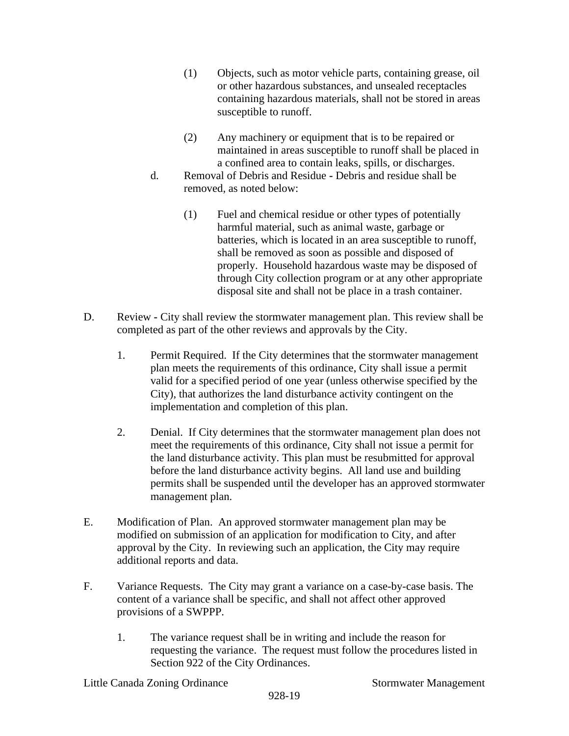(1) Objects, such as motor vehicle parts, containing grease, oil or other hazardous substances, and unsealed receptacles containing hazardous materials, shall not be stored in areas susceptible to runoff.

(2) Any machinery or equipment that is to be repaired or maintained in areas susceptible to runoff shall be placed in a confined area to contain leaks, spills, or discharges.

d. Removal of Debris and Residue - Debris and residue shall be removed, as noted below:

(1) Fuel and chemical residue or other types of potentially harmful material, such as animal waste, garbage or batteries, which is located in an area susceptible to runoff, shall be removed as soon as possible and disposed of properly. Household hazardous waste may be disposed of through City collection program or at any other appropriate disposal site and shall not be place in a trash container.

D. Review - City shall review the stormwater management plan. This review shall be completed as part of the other reviews and approvals by the City.

1. Permit Required. If the City determines that the stormwater management plan meets the requirements of this ordinance, City shall issue a permit valid for a specified period of one year (unless otherwise specified by the City), that authorizes the land disturbance activity contingent on the implementation and completion of this plan.

2. Denial. If City determines that the stormwater management plan does not meet the requirements of this ordinance, City shall not issue a permit for the land disturbance activity. This plan must be resubmitted for approval before the land disturbance activity begins. All land use and building permits shall be suspended until the developer has an approved stormwater management plan.

E. Modification of Plan. An approved stormwater management plan may be modified on submission of an application for modification to City, and after approval by the City. In reviewing such an application, the City may require additional reports and data.

F. Variance Requests. The City may grant a variance on a case-by-case basis. The content of a variance shall be specific, and shall not affect other approved provisions of a SWPPP.

1. The variance request shall be in writing and include the reason for requesting the variance. The request must follow the procedures listed in Section 922 of the City Ordinances.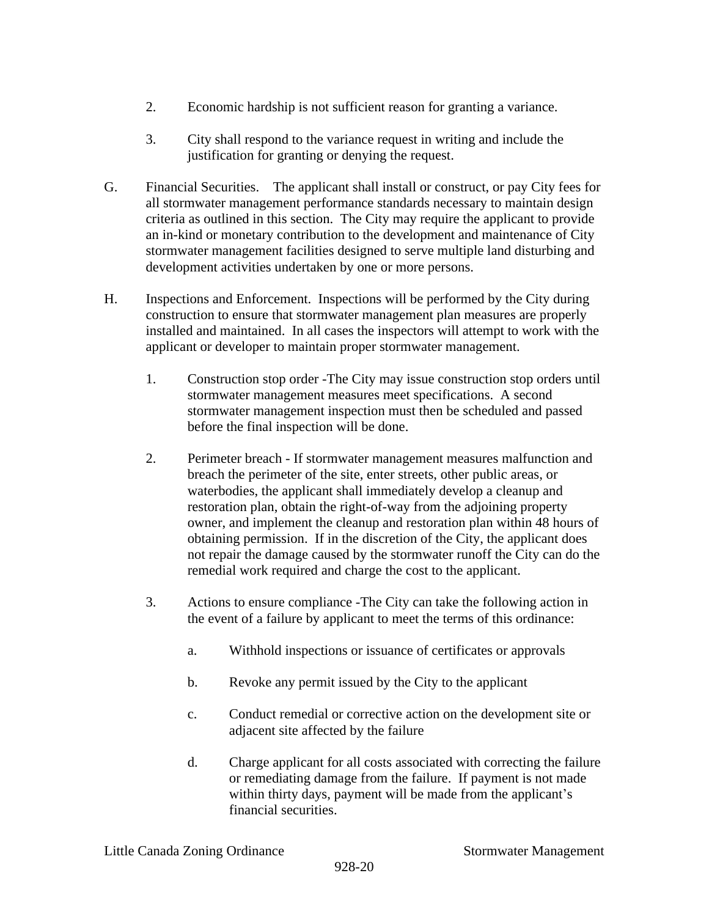2. Economic hardship is not sufficient reason for granting a variance.

3. City shall respond to the variance request in writing and include the justification for granting or denying the request.

G. Financial Securities. The applicant shall install or construct, or pay City fees for all stormwater management performance standards necessary to maintain design criteria as outlined in this section. The City may require the applicant to provide an in-kind or monetary contribution to the development and maintenance of City stormwater management facilities designed to serve multiple land disturbing and development activities undertaken by one or more persons.

H. Inspections and Enforcement. Inspections will be performed by the City during construction to ensure that stormwater management plan measures are properly installed and maintained. In all cases the inspectors will attempt to work with the applicant or developer to maintain proper stormwater management.

1. Construction stop order -The City may issue construction stop orders until stormwater management measures meet specifications. A second stormwater management inspection must then be scheduled and passed before the final inspection will be done.

2. Perimeter breach - If stormwater management measures malfunction and breach the perimeter of the site, enter streets, other public areas, or waterbodies, the applicant shall immediately develop a cleanup and restoration plan, obtain the right-of-way from the adjoining property owner, and implement the cleanup and restoration plan within 48 hours of obtaining permission. If in the discretion of the City, the applicant does not repair the damage caused by the stormwater runoff the City can do the remedial work required and charge the cost to the applicant.

3. Actions to ensure compliance -The City can take the following action in the event of a failure by applicant to meet the terms of this ordinance:

   a. Withhold inspections or issuance of certificates or approvals

   b. Revoke any permit issued by the City to the applicant

   c. Conduct remedial or corrective action on the development site or adjacent site affected by the failure

   d. Charge applicant for all costs associated with correcting the failure or remediating damage from the failure. If payment is not made within thirty days, payment will be made from the applicant's financial securities.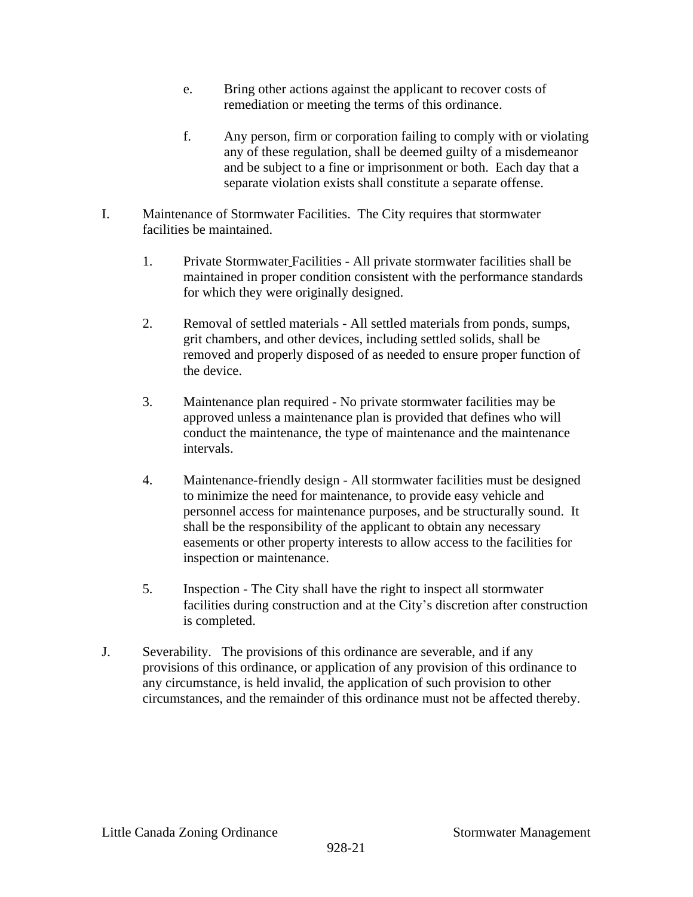e. Bring other actions against the applicant to recover costs of remediation or meeting the terms of this ordinance.

f. Any person, firm or corporation failing to comply with or violating any of these regulation, shall be deemed guilty of a misdemeanor and be subject to a fine or imprisonment or both. Each day that a separate violation exists shall constitute a separate offense.

I. Maintenance of Stormwater Facilities. The City requires that stormwater facilities be maintained.

1. Private Stormwater Facilities - All private stormwater facilities shall be maintained in proper condition consistent with the performance standards for which they were originally designed.

2. Removal of settled materials - All settled materials from ponds, sumps, grit chambers, and other devices, including settled solids, shall be removed and properly disposed of as needed to ensure proper function of the device.

3. Maintenance plan required - No private stormwater facilities may be approved unless a maintenance plan is provided that defines who will conduct the maintenance, the type of maintenance and the maintenance intervals.

4. Maintenance-friendly design - All stormwater facilities must be designed to minimize the need for maintenance, to provide easy vehicle and personnel access for maintenance purposes, and be structurally sound. It shall be the responsibility of the applicant to obtain any necessary easements or other property interests to allow access to the facilities for inspection or maintenance.

5. Inspection - The City shall have the right to inspect all stormwater facilities during construction and at the City's discretion after construction is completed.

J. Severability. The provisions of this ordinance are severable, and if any provisions of this ordinance, or application of any provision of this ordinance to any circumstance, is held invalid, the application of such provision to other circumstances, and the remainder of this ordinance must not be affected thereby.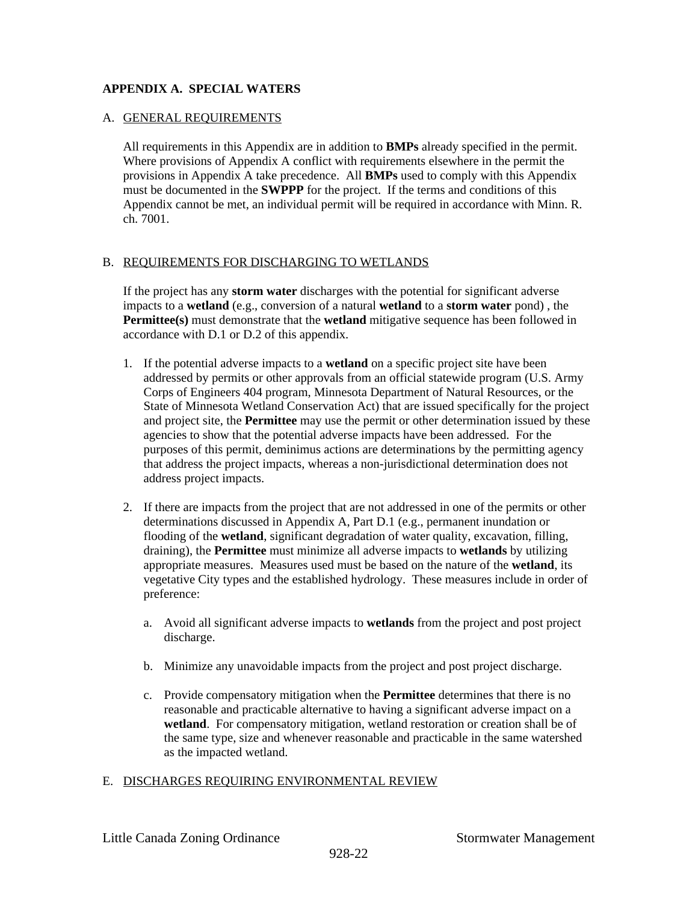## APPENDIX A. SPECIAL WATERS

A. GENERAL REQUIREMENTS

All requirements in this Appendix are in addition to **BMPs** already specified in the permit. Where provisions of Appendix A conflict with requirements elsewhere in the permit the provisions in Appendix A take precedence. All **BMPs** used to comply with this Appendix must be documented in the **SWPPP** for the project. If the terms and conditions of this Appendix cannot be met, an individual permit will be required in accordance with Minn. R. ch. 7001.

B. REQUIREMENTS FOR DISCHARGING TO WETLANDS

If the project has any **storm water** discharges with the potential for significant adverse impacts to a **wetland** (e.g., conversion of a natural **wetland** to a **storm water** pond) , the **Permittee(s)** must demonstrate that the **wetland** mitigative sequence has been followed in accordance with D.1 or D.2 of this appendix.

1. If the potential adverse impacts to a **wetland** on a specific project site have been addressed by permits or other approvals from an official statewide program (U.S. Army Corps of Engineers 404 program, Minnesota Department of Natural Resources, or the State of Minnesota Wetland Conservation Act) that are issued specifically for the project and project site, the **Permittee** may use the permit or other determination issued by these agencies to show that the potential adverse impacts have been addressed. For the purposes of this permit, deminimus actions are determinations by the permitting agency that address the project impacts, whereas a non-jurisdictional determination does not address project impacts.

2. If there are impacts from the project that are not addressed in one of the permits or other determinations discussed in Appendix A, Part D.1 (e.g., permanent inundation or flooding of the **wetland**, significant degradation of water quality, excavation, filling, draining), the **Permittee** must minimize all adverse impacts to **wetlands** by utilizing appropriate measures. Measures used must be based on the nature of the **wetland**, its vegetative City types and the established hydrology. These measures include in order of preference:

   a. Avoid all significant adverse impacts to **wetlands** from the project and post project discharge.

   b. Minimize any unavoidable impacts from the project and post project discharge.

   c. Provide compensatory mitigation when the **Permittee** determines that there is no reasonable and practicable alternative to having a significant adverse impact on a **wetland**. For compensatory mitigation, wetland restoration or creation shall be of the same type, size and whenever reasonable and practicable in the same watershed as the impacted wetland.

E. DISCHARGES REQUIRING ENVIRONMENTAL REVIEW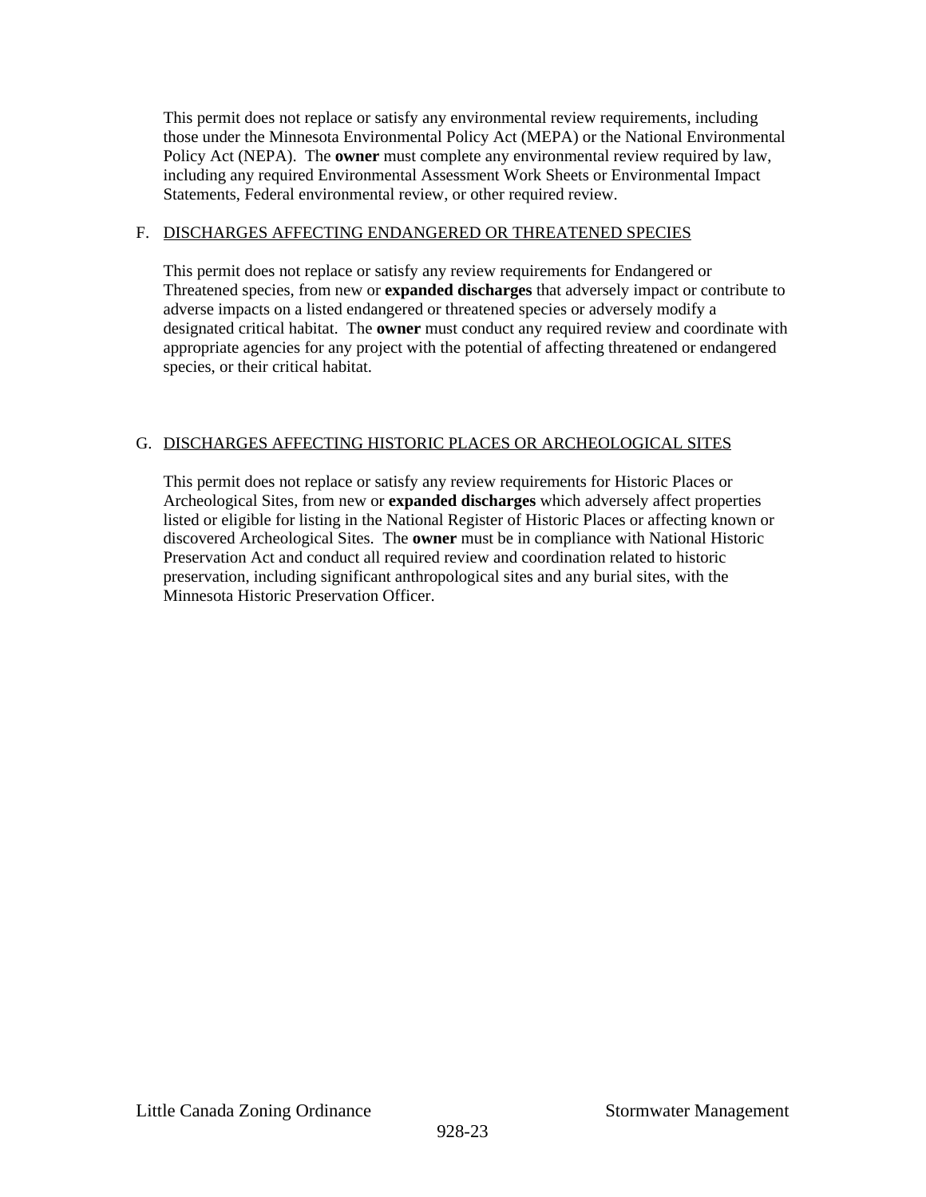This permit does not replace or satisfy any environmental review requirements, including those under the Minnesota Environmental Policy Act (MEPA) or the National Environmental Policy Act (NEPA). The **owner** must complete any environmental review required by law, including any required Environmental Assessment Work Sheets or Environmental Impact Statements, Federal environmental review, or other required review.

F. <u>DISCHARGES AFFECTING ENDANGERED OR THREATENED SPECIES</u>

This permit does not replace or satisfy any review requirements for Endangered or Threatened species, from new or **expanded discharges** that adversely impact or contribute to adverse impacts on a listed endangered or threatened species or adversely modify a designated critical habitat. The **owner** must conduct any required review and coordinate with appropriate agencies for any project with the potential of affecting threatened or endangered species, or their critical habitat.

G. <u>DISCHARGES AFFECTING HISTORIC PLACES OR ARCHEOLOGICAL SITES</u>

This permit does not replace or satisfy any review requirements for Historic Places or Archeological Sites, from new or **expanded discharges** which adversely affect properties listed or eligible for listing in the National Register of Historic Places or affecting known or discovered Archeological Sites. The **owner** must be in compliance with National Historic Preservation Act and conduct all required review and coordination related to historic preservation, including significant anthropological sites and any burial sites, with the Minnesota Historic Preservation Officer.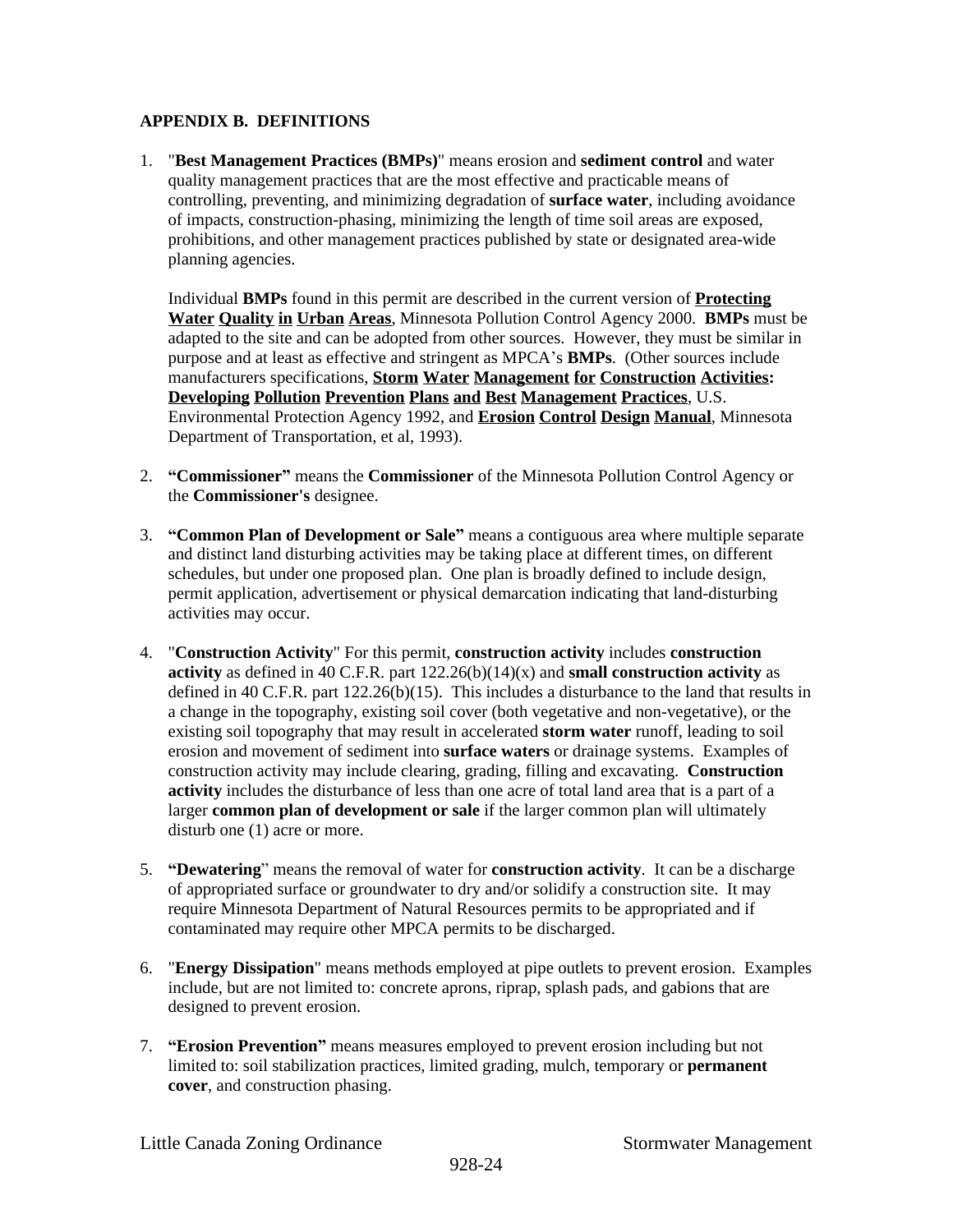## APPENDIX B. DEFINITIONS

1. "**Best Management Practices (BMPs)**" means erosion and **sediment control** and water quality management practices that are the most effective and practicable means of controlling, preventing, and minimizing degradation of **surface water**, including avoidance of impacts, construction-phasing, minimizing the length of time soil areas are exposed, prohibitions, and other management practices published by state or designated area-wide planning agencies.

   Individual **BMPs** found in this permit are described in the current version of **Protecting Water Quality in Urban Areas**, Minnesota Pollution Control Agency 2000. **BMPs** must be adapted to the site and can be adopted from other sources. However, they must be similar in purpose and at least as effective and stringent as MPCA's **BMPs**. (Other sources include manufacturers specifications, **Storm Water Management for Construction Activities: Developing Pollution Prevention Plans and Best Management Practices**, U.S. Environmental Protection Agency 1992, and **Erosion Control Design Manual**, Minnesota Department of Transportation, et al, 1993).

2. **"Commissioner"** means the **Commissioner** of the Minnesota Pollution Control Agency or the **Commissioner's** designee.

3. **"Common Plan of Development or Sale"** means a contiguous area where multiple separate and distinct land disturbing activities may be taking place at different times, on different schedules, but under one proposed plan. One plan is broadly defined to include design, permit application, advertisement or physical demarcation indicating that land-disturbing activities may occur.

4. "**Construction Activity**" For this permit, **construction activity** includes **construction activity** as defined in 40 C.F.R. part 122.26(b)(14)(x) and **small construction activity** as defined in 40 C.F.R. part 122.26(b)(15). This includes a disturbance to the land that results in a change in the topography, existing soil cover (both vegetative and non-vegetative), or the existing soil topography that may result in accelerated **storm water** runoff, leading to soil erosion and movement of sediment into **surface waters** or drainage systems. Examples of construction activity may include clearing, grading, filling and excavating. **Construction activity** includes the disturbance of less than one acre of total land area that is a part of a larger **common plan of development or sale** if the larger common plan will ultimately disturb one (1) acre or more.

5. **"Dewatering"** means the removal of water for **construction activity**. It can be a discharge of appropriated surface or groundwater to dry and/or solidify a construction site. It may require Minnesota Department of Natural Resources permits to be appropriated and if contaminated may require other MPCA permits to be discharged.

6. "**Energy Dissipation**" means methods employed at pipe outlets to prevent erosion. Examples include, but are not limited to: concrete aprons, riprap, splash pads, and gabions that are designed to prevent erosion.

7. **"Erosion Prevention"** means measures employed to prevent erosion including but not limited to: soil stabilization practices, limited grading, mulch, temporary or **permanent cover**, and construction phasing.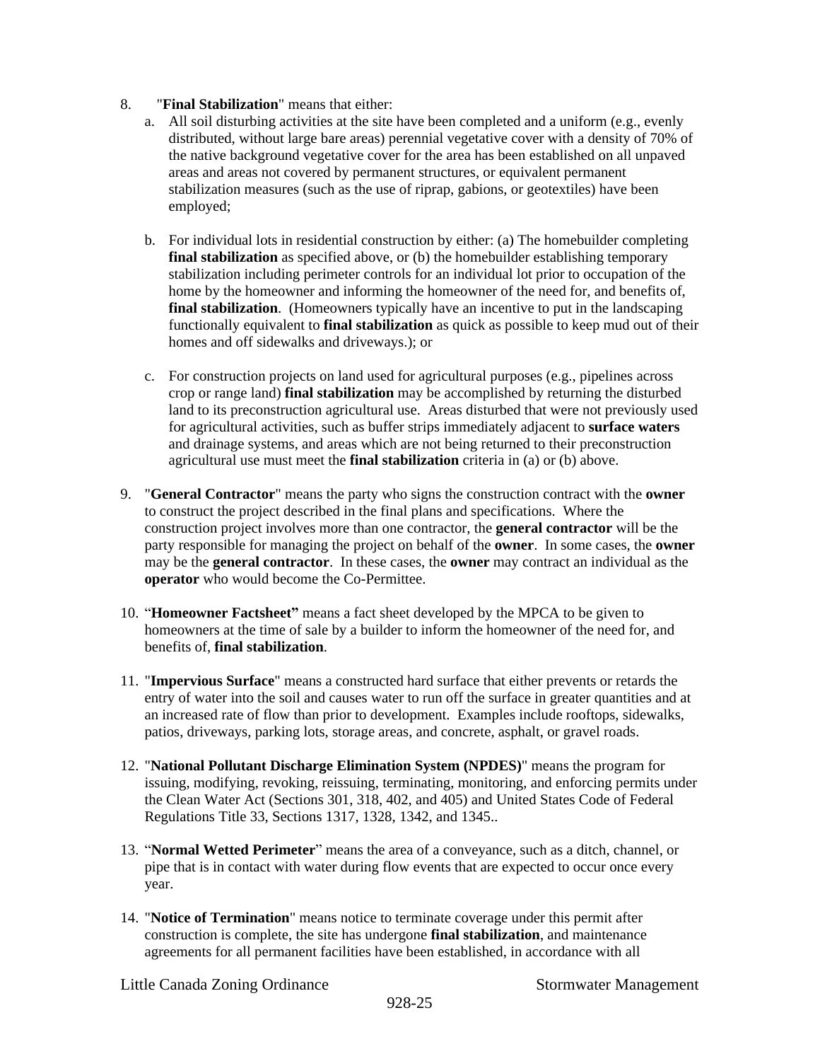8. "**Final Stabilization**" means that either:
   a. All soil disturbing activities at the site have been completed and a uniform (e.g., evenly distributed, without large bare areas) perennial vegetative cover with a density of 70% of the native background vegetative cover for the area has been established on all unpaved areas and areas not covered by permanent structures, or equivalent permanent stabilization measures (such as the use of riprap, gabions, or geotextiles) have been employed;

   b. For individual lots in residential construction by either: (a) The homebuilder completing **final stabilization** as specified above, or (b) the homebuilder establishing temporary stabilization including perimeter controls for an individual lot prior to occupation of the home by the homeowner and informing the homeowner of the need for, and benefits of, **final stabilization**. (Homeowners typically have an incentive to put in the landscaping functionally equivalent to **final stabilization** as quick as possible to keep mud out of their homes and off sidewalks and driveways.); or

   c. For construction projects on land used for agricultural purposes (e.g., pipelines across crop or range land) **final stabilization** may be accomplished by returning the disturbed land to its preconstruction agricultural use. Areas disturbed that were not previously used for agricultural activities, such as buffer strips immediately adjacent to **surface waters** and drainage systems, and areas which are not being returned to their preconstruction agricultural use must meet the **final stabilization** criteria in (a) or (b) above.

9. "**General Contractor**" means the party who signs the construction contract with the **owner** to construct the project described in the final plans and specifications. Where the construction project involves more than one contractor, the **general contractor** will be the party responsible for managing the project on behalf of the **owner**. In some cases, the **owner** may be the **general contractor**. In these cases, the **owner** may contract an individual as the **operator** who would become the Co-Permittee.

10. "**Homeowner Factsheet**" means a fact sheet developed by the MPCA to be given to homeowners at the time of sale by a builder to inform the homeowner of the need for, and benefits of, **final stabilization**.

11. "**Impervious Surface**" means a constructed hard surface that either prevents or retards the entry of water into the soil and causes water to run off the surface in greater quantities and at an increased rate of flow than prior to development. Examples include rooftops, sidewalks, patios, driveways, parking lots, storage areas, and concrete, asphalt, or gravel roads.

12. "**National Pollutant Discharge Elimination System (NPDES)**" means the program for issuing, modifying, revoking, reissuing, terminating, monitoring, and enforcing permits under the Clean Water Act (Sections 301, 318, 402, and 405) and United States Code of Federal Regulations Title 33, Sections 1317, 1328, 1342, and 1345..

13. "**Normal Wetted Perimeter**" means the area of a conveyance, such as a ditch, channel, or pipe that is in contact with water during flow events that are expected to occur once every year.

14. "**Notice of Termination**" means notice to terminate coverage under this permit after construction is complete, the site has undergone **final stabilization**, and maintenance agreements for all permanent facilities have been established, in accordance with all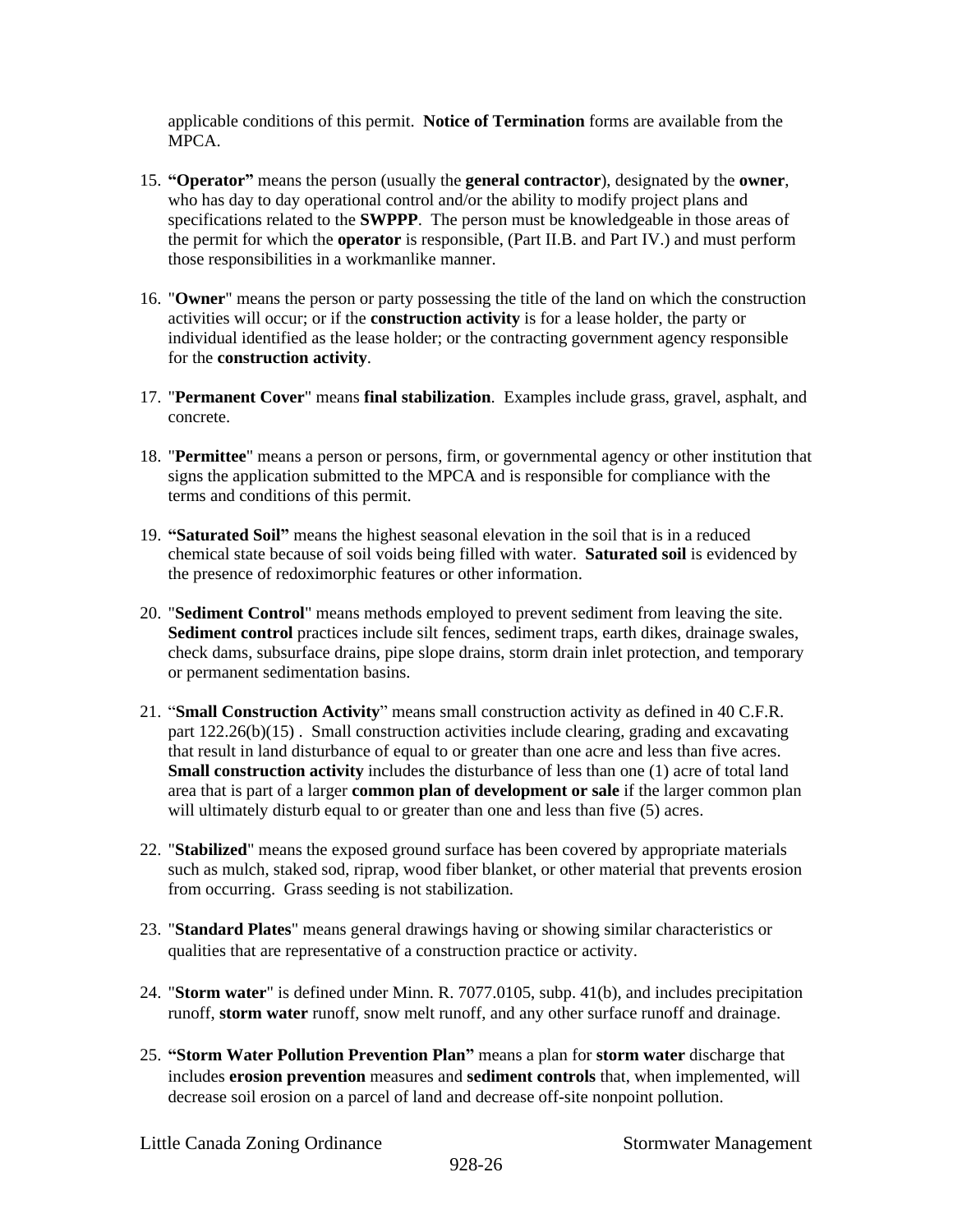applicable conditions of this permit. **Notice of Termination** forms are available from the MPCA.

15. **"Operator"** means the person (usually the **general contractor**), designated by the **owner**, who has day to day operational control and/or the ability to modify project plans and specifications related to the **SWPPP**. The person must be knowledgeable in those areas of the permit for which the **operator** is responsible, (Part II.B. and Part IV.) and must perform those responsibilities in a workmanlike manner.

16. "**Owner**" means the person or party possessing the title of the land on which the construction activities will occur; or if the **construction activity** is for a lease holder, the party or individual identified as the lease holder; or the contracting government agency responsible for the **construction activity**.

17. "**Permanent Cover**" means **final stabilization**. Examples include grass, gravel, asphalt, and concrete.

18. "**Permittee**" means a person or persons, firm, or governmental agency or other institution that signs the application submitted to the MPCA and is responsible for compliance with the terms and conditions of this permit.

19. **"Saturated Soil"** means the highest seasonal elevation in the soil that is in a reduced chemical state because of soil voids being filled with water. **Saturated soil** is evidenced by the presence of redoximorphic features or other information.

20. "**Sediment Control**" means methods employed to prevent sediment from leaving the site. **Sediment control** practices include silt fences, sediment traps, earth dikes, drainage swales, check dams, subsurface drains, pipe slope drains, storm drain inlet protection, and temporary or permanent sedimentation basins.

21. "**Small Construction Activity**" means small construction activity as defined in 40 C.F.R. part 122.26(b)(15) . Small construction activities include clearing, grading and excavating that result in land disturbance of equal to or greater than one acre and less than five acres. **Small construction activity** includes the disturbance of less than one (1) acre of total land area that is part of a larger **common plan of development or sale** if the larger common plan will ultimately disturb equal to or greater than one and less than five (5) acres.

22. "**Stabilized**" means the exposed ground surface has been covered by appropriate materials such as mulch, staked sod, riprap, wood fiber blanket, or other material that prevents erosion from occurring. Grass seeding is not stabilization.

23. "**Standard Plates**" means general drawings having or showing similar characteristics or qualities that are representative of a construction practice or activity.

24. "**Storm water**" is defined under Minn. R. 7077.0105, subp. 41(b), and includes precipitation runoff, **storm water** runoff, snow melt runoff, and any other surface runoff and drainage.

25. **"Storm Water Pollution Prevention Plan"** means a plan for **storm water** discharge that includes **erosion prevention** measures and **sediment controls** that, when implemented, will decrease soil erosion on a parcel of land and decrease off-site nonpoint pollution.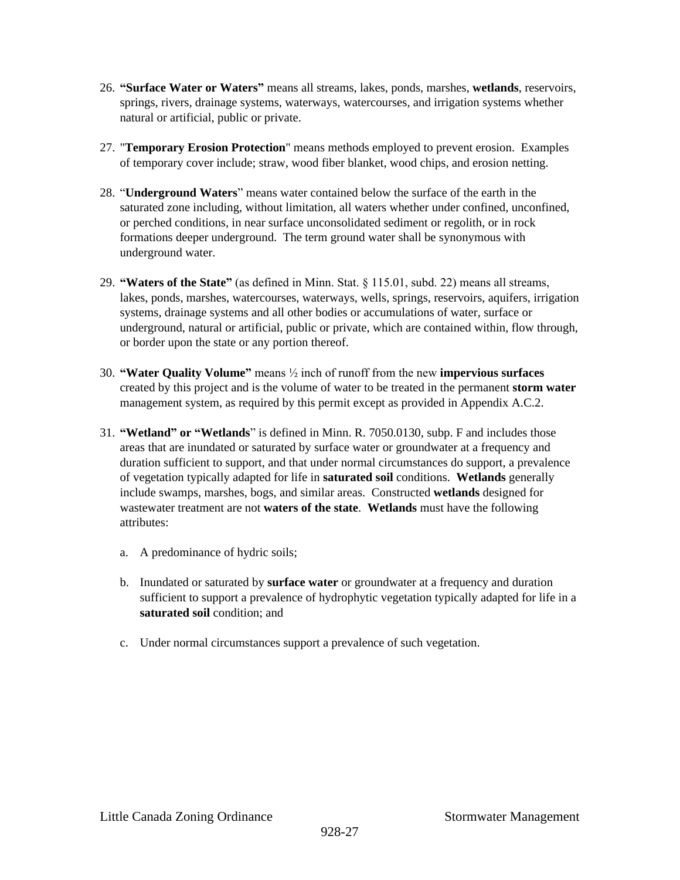26. **"Surface Water or Waters"** means all streams, lakes, ponds, marshes, **wetlands**, reservoirs, springs, rivers, drainage systems, waterways, watercourses, and irrigation systems whether natural or artificial, public or private.

27. "**Temporary Erosion Protection**" means methods employed to prevent erosion. Examples of temporary cover include; straw, wood fiber blanket, wood chips, and erosion netting.

28. "**Underground Waters**" means water contained below the surface of the earth in the saturated zone including, without limitation, all waters whether under confined, unconfined, or perched conditions, in near surface unconsolidated sediment or regolith, or in rock formations deeper underground. The term ground water shall be synonymous with underground water.

29. **"Waters of the State"** (as defined in Minn. Stat. § 115.01, subd. 22) means all streams, lakes, ponds, marshes, watercourses, waterways, wells, springs, reservoirs, aquifers, irrigation systems, drainage systems and all other bodies or accumulations of water, surface or underground, natural or artificial, public or private, which are contained within, flow through, or border upon the state or any portion thereof.

30. **"Water Quality Volume"** means ½ inch of runoff from the new **impervious surfaces** created by this project and is the volume of water to be treated in the permanent **storm water** management system, as required by this permit except as provided in Appendix A.C.2.

31. **"Wetland" or "Wetlands**" is defined in Minn. R. 7050.0130, subp. F and includes those areas that are inundated or saturated by surface water or groundwater at a frequency and duration sufficient to support, and that under normal circumstances do support, a prevalence of vegetation typically adapted for life in **saturated soil** conditions. **Wetlands** generally include swamps, marshes, bogs, and similar areas. Constructed **wetlands** designed for wastewater treatment are not **waters of the state**. **Wetlands** must have the following attributes:

    a. A predominance of hydric soils;

    b. Inundated or saturated by **surface water** or groundwater at a frequency and duration sufficient to support a prevalence of hydrophytic vegetation typically adapted for life in a **saturated soil** condition; and

    c. Under normal circumstances support a prevalence of such vegetation.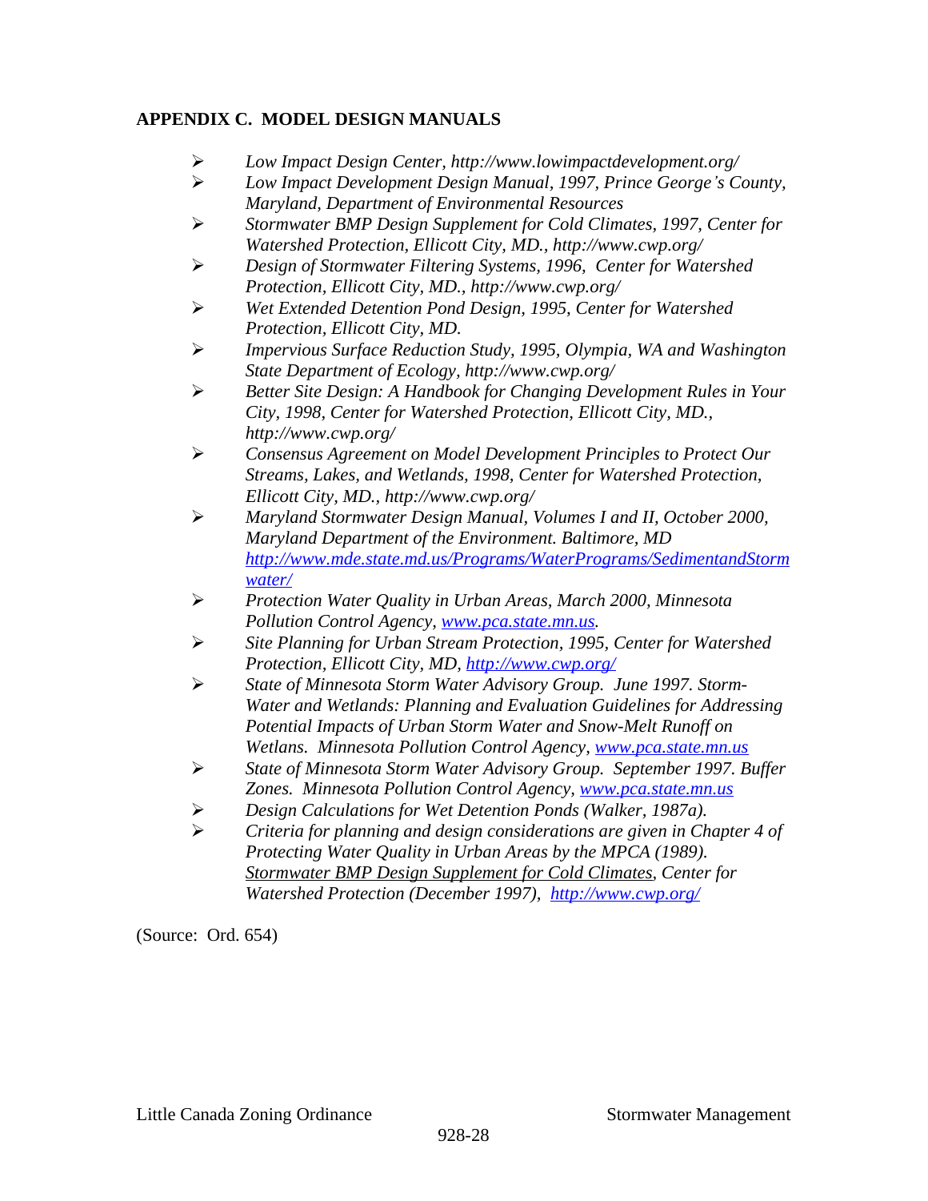## APPENDIX C. MODEL DESIGN MANUALS

- *Low Impact Design Center, http://www.lowimpactdevelopment.org/*
- *Low Impact Development Design Manual, 1997, Prince George's County, Maryland, Department of Environmental Resources*
- *Stormwater BMP Design Supplement for Cold Climates, 1997, Center for Watershed Protection, Ellicott City, MD., http://www.cwp.org/*
- *Design of Stormwater Filtering Systems, 1996, Center for Watershed Protection, Ellicott City, MD., http://www.cwp.org/*
- *Wet Extended Detention Pond Design, 1995, Center for Watershed Protection, Ellicott City, MD.*
- *Impervious Surface Reduction Study, 1995, Olympia, WA and Washington State Department of Ecology, http://www.cwp.org/*
- *Better Site Design: A Handbook for Changing Development Rules in Your City, 1998, Center for Watershed Protection, Ellicott City, MD., http://www.cwp.org/*
- *Consensus Agreement on Model Development Principles to Protect Our Streams, Lakes, and Wetlands, 1998, Center for Watershed Protection, Ellicott City, MD., http://www.cwp.org/*
- *Maryland Stormwater Design Manual, Volumes I and II, October 2000, Maryland Department of the Environment. Baltimore, MD [http://www.mde.state.md.us/Programs/WaterPrograms/SedimentandStormwater/](http://www.mde.state.md.us/Programs/WaterPrograms/SedimentandStormwater/)*
- *Protection Water Quality in Urban Areas, March 2000, Minnesota Pollution Control Agency, [www.pca.state.mn.us](www.pca.state.mn.us).*
- *Site Planning for Urban Stream Protection, 1995, Center for Watershed Protection, Ellicott City, MD, [http://www.cwp.org/](http://www.cwp.org/)*
- *State of Minnesota Storm Water Advisory Group. June 1997. Storm-Water and Wetlands: Planning and Evaluation Guidelines for Addressing Potential Impacts of Urban Storm Water and Snow-Melt Runoff on Wetlans. Minnesota Pollution Control Agency, [www.pca.state.mn.us](www.pca.state.mn.us)*
- *State of Minnesota Storm Water Advisory Group. September 1997. Buffer Zones. Minnesota Pollution Control Agency, [www.pca.state.mn.us](www.pca.state.mn.us)*
- *Design Calculations for Wet Detention Ponds (Walker, 1987a).*
- *Criteria for planning and design considerations are given in Chapter 4 of Protecting Water Quality in Urban Areas by the MPCA (1989). Stormwater BMP Design Supplement for Cold Climates, Center for Watershed Protection (December 1997), [http://www.cwp.org/](http://www.cwp.org/)*

(Source: Ord. 654)